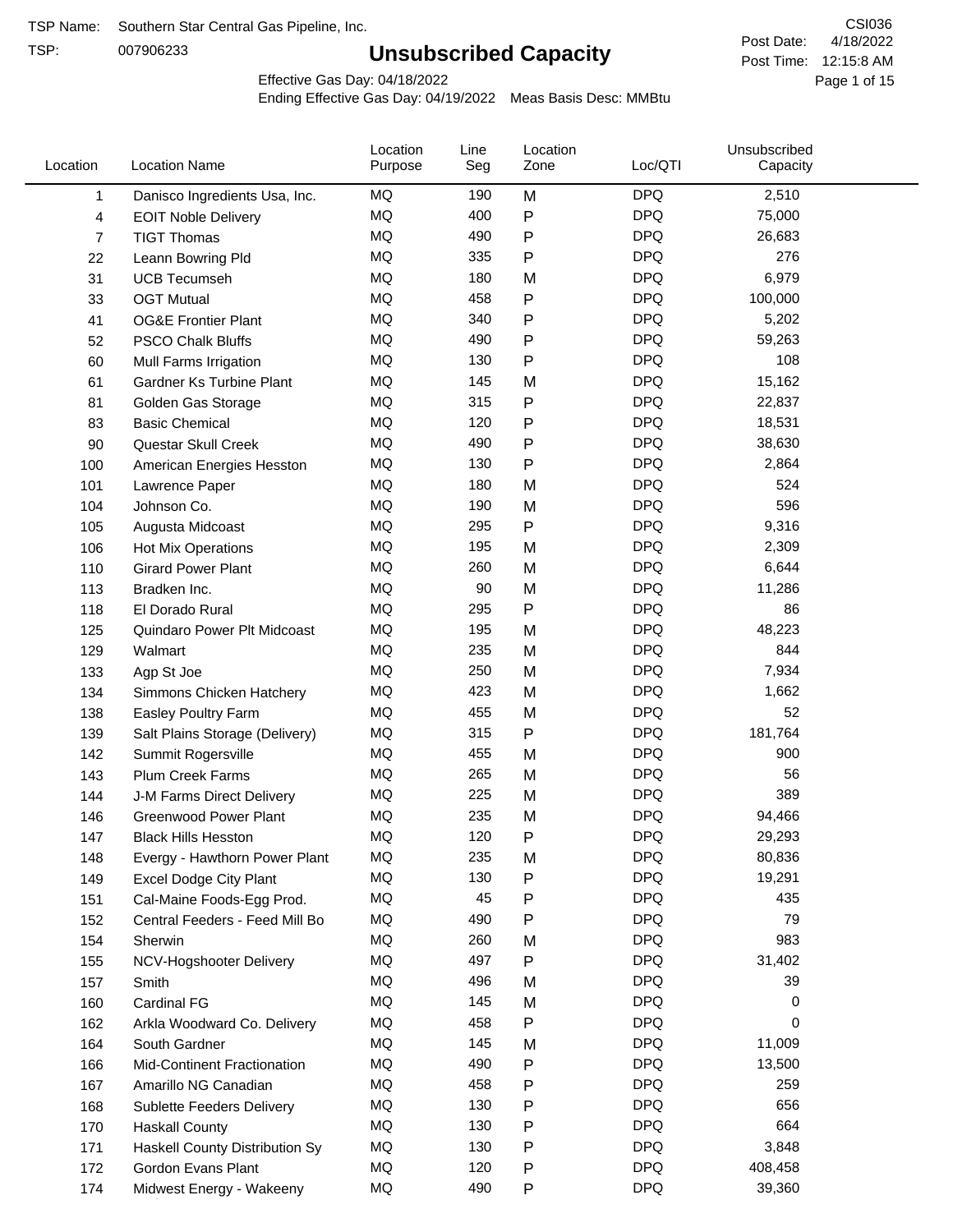TSP Name: Southern Star Central Gas Pipeline, Inc.

TSP: 007906233

# Unsubscribed Capacity

CSI036

Post Date: 4/18/2022

Post Time: 12:15:8 AM

Effective Gas Day: 04/18/2022

Ending Effective Gas Day: 04/19/2022 Meas Basis Desc: MMBtu

| Location | Location Name | Location Purpose | Line Seg | Location Zone | Loc/QTI | Unsubscribed Capacity |
|---|---|---|---|---|---|---|
| 1 | Danisco Ingredients Usa, Inc. | MQ | 190 | M | DPQ | 2,510 |
| 4 | EOIT Noble Delivery | MQ | 400 | P | DPQ | 75,000 |
| 7 | TIGT Thomas | MQ | 490 | P | DPQ | 26,683 |
| 22 | Leann Bowring Pld | MQ | 335 | P | DPQ | 276 |
| 31 | UCB Tecumseh | MQ | 180 | M | DPQ | 6,979 |
| 33 | OGT Mutual | MQ | 458 | P | DPQ | 100,000 |
| 41 | OG&E Frontier Plant | MQ | 340 | P | DPQ | 5,202 |
| 52 | PSCO Chalk Bluffs | MQ | 490 | P | DPQ | 59,263 |
| 60 | Mull Farms Irrigation | MQ | 130 | P | DPQ | 108 |
| 61 | Gardner Ks Turbine Plant | MQ | 145 | M | DPQ | 15,162 |
| 81 | Golden Gas Storage | MQ | 315 | P | DPQ | 22,837 |
| 83 | Basic Chemical | MQ | 120 | P | DPQ | 18,531 |
| 90 | Questar Skull Creek | MQ | 490 | P | DPQ | 38,630 |
| 100 | American Energies Hesston | MQ | 130 | P | DPQ | 2,864 |
| 101 | Lawrence Paper | MQ | 180 | M | DPQ | 524 |
| 104 | Johnson Co. | MQ | 190 | M | DPQ | 596 |
| 105 | Augusta Midcoast | MQ | 295 | P | DPQ | 9,316 |
| 106 | Hot Mix Operations | MQ | 195 | M | DPQ | 2,309 |
| 110 | Girard Power Plant | MQ | 260 | M | DPQ | 6,644 |
| 113 | Bradken Inc. | MQ | 90 | M | DPQ | 11,286 |
| 118 | El Dorado Rural | MQ | 295 | P | DPQ | 86 |
| 125 | Quindaro Power Plt Midcoast | MQ | 195 | M | DPQ | 48,223 |
| 129 | Walmart | MQ | 235 | M | DPQ | 844 |
| 133 | Agp St Joe | MQ | 250 | M | DPQ | 7,934 |
| 134 | Simmons Chicken Hatchery | MQ | 423 | M | DPQ | 1,662 |
| 138 | Easley Poultry Farm | MQ | 455 | M | DPQ | 52 |
| 139 | Salt Plains Storage (Delivery) | MQ | 315 | P | DPQ | 181,764 |
| 142 | Summit Rogersville | MQ | 455 | M | DPQ | 900 |
| 143 | Plum Creek Farms | MQ | 265 | M | DPQ | 56 |
| 144 | J-M Farms Direct Delivery | MQ | 225 | M | DPQ | 389 |
| 146 | Greenwood Power Plant | MQ | 235 | M | DPQ | 94,466 |
| 147 | Black Hills Hesston | MQ | 120 | P | DPQ | 29,293 |
| 148 | Evergy - Hawthorn Power Plant | MQ | 235 | M | DPQ | 80,836 |
| 149 | Excel Dodge City Plant | MQ | 130 | P | DPQ | 19,291 |
| 151 | Cal-Maine Foods-Egg Prod. | MQ | 45 | P | DPQ | 435 |
| 152 | Central Feeders - Feed Mill Bo | MQ | 490 | P | DPQ | 79 |
| 154 | Sherwin | MQ | 260 | M | DPQ | 983 |
| 155 | NCV-Hogshooter Delivery | MQ | 497 | P | DPQ | 31,402 |
| 157 | Smith | MQ | 496 | M | DPQ | 39 |
| 160 | Cardinal FG | MQ | 145 | M | DPQ | 0 |
| 162 | Arkla Woodward Co. Delivery | MQ | 458 | P | DPQ | 0 |
| 164 | South Gardner | MQ | 145 | M | DPQ | 11,009 |
| 166 | Mid-Continent Fractionation | MQ | 490 | P | DPQ | 13,500 |
| 167 | Amarillo NG Canadian | MQ | 458 | P | DPQ | 259 |
| 168 | Sublette Feeders Delivery | MQ | 130 | P | DPQ | 656 |
| 170 | Haskall County | MQ | 130 | P | DPQ | 664 |
| 171 | Haskall County Distribution Sy | MQ | 130 | P | DPQ | 3,848 |
| 172 | Gordon Evans Plant | MQ | 120 | P | DPQ | 408,458 |
| 174 | Midwest Energy - Wakeeny | MQ | 490 | P | DPQ | 39,360 |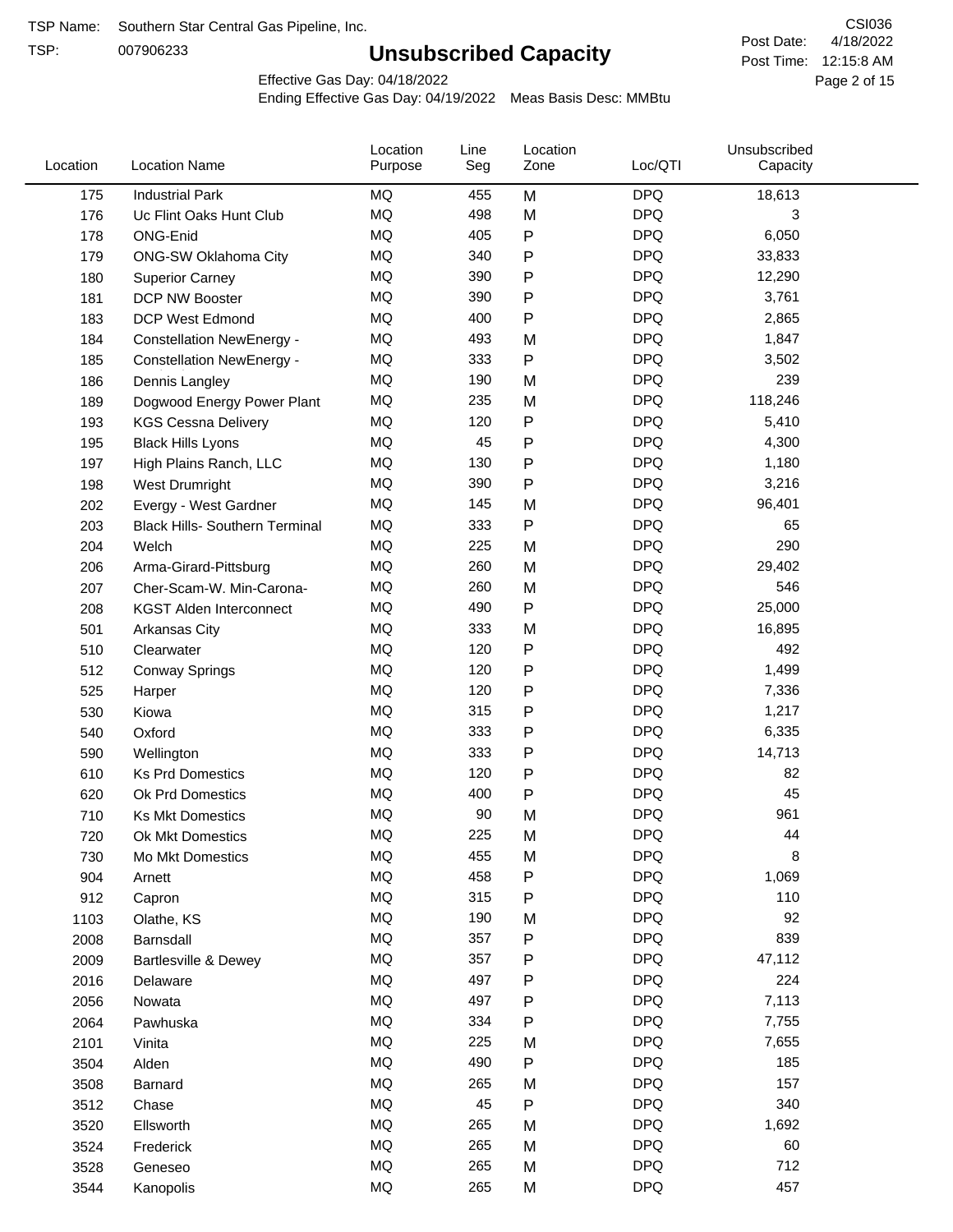TSP Name: Southern Star Central Gas Pipeline, Inc.

TSP: 007906233

# Unsubscribed Capacity

CSI036

Post Date: 4/18/2022

Post Time: 12:15:8 AM

Effective Gas Day: 04/18/2022

Ending Effective Gas Day: 04/19/2022 Meas Basis Desc: MMBtu

| Location | Location Name | Location Purpose | Line Seg | Location Zone | Loc/QTI | Unsubscribed Capacity |
|---|---|---|---|---|---|---|
| 175 | Industrial Park | MQ | 455 | M | DPQ | 18,613 |
| 176 | Uc Flint Oaks Hunt Club | MQ | 498 | M | DPQ | 3 |
| 178 | ONG-Enid | MQ | 405 | P | DPQ | 6,050 |
| 179 | ONG-SW Oklahoma City | MQ | 340 | P | DPQ | 33,833 |
| 180 | Superior Carney | MQ | 390 | P | DPQ | 12,290 |
| 181 | DCP NW Booster | MQ | 390 | P | DPQ | 3,761 |
| 183 | DCP West Edmond | MQ | 400 | P | DPQ | 2,865 |
| 184 | Constellation NewEnergy - | MQ | 493 | M | DPQ | 1,847 |
| 185 | Constellation NewEnergy - | MQ | 333 | P | DPQ | 3,502 |
| 186 | Dennis Langley | MQ | 190 | M | DPQ | 239 |
| 189 | Dogwood Energy Power Plant | MQ | 235 | M | DPQ | 118,246 |
| 193 | KGS Cessna Delivery | MQ | 120 | P | DPQ | 5,410 |
| 195 | Black Hills Lyons | MQ | 45 | P | DPQ | 4,300 |
| 197 | High Plains Ranch, LLC | MQ | 130 | P | DPQ | 1,180 |
| 198 | West Drumright | MQ | 390 | P | DPQ | 3,216 |
| 202 | Evergy - West Gardner | MQ | 145 | M | DPQ | 96,401 |
| 203 | Black Hills- Southern Terminal | MQ | 333 | P | DPQ | 65 |
| 204 | Welch | MQ | 225 | M | DPQ | 290 |
| 206 | Arma-Girard-Pittsburg | MQ | 260 | M | DPQ | 29,402 |
| 207 | Cher-Scam-W. Min-Carona- | MQ | 260 | M | DPQ | 546 |
| 208 | KGST Alden Interconnect | MQ | 490 | P | DPQ | 25,000 |
| 501 | Arkansas City | MQ | 333 | M | DPQ | 16,895 |
| 510 | Clearwater | MQ | 120 | P | DPQ | 492 |
| 512 | Conway Springs | MQ | 120 | P | DPQ | 1,499 |
| 525 | Harper | MQ | 120 | P | DPQ | 7,336 |
| 530 | Kiowa | MQ | 315 | P | DPQ | 1,217 |
| 540 | Oxford | MQ | 333 | P | DPQ | 6,335 |
| 590 | Wellington | MQ | 333 | P | DPQ | 14,713 |
| 610 | Ks Prd Domestics | MQ | 120 | P | DPQ | 82 |
| 620 | Ok Prd Domestics | MQ | 400 | P | DPQ | 45 |
| 710 | Ks Mkt Domestics | MQ | 90 | M | DPQ | 961 |
| 720 | Ok Mkt Domestics | MQ | 225 | M | DPQ | 44 |
| 730 | Mo Mkt Domestics | MQ | 455 | M | DPQ | 8 |
| 904 | Arnett | MQ | 458 | P | DPQ | 1,069 |
| 912 | Capron | MQ | 315 | P | DPQ | 110 |
| 1103 | Olathe, KS | MQ | 190 | M | DPQ | 92 |
| 2008 | Barnsdall | MQ | 357 | P | DPQ | 839 |
| 2009 | Bartlesville & Dewey | MQ | 357 | P | DPQ | 47,112 |
| 2016 | Delaware | MQ | 497 | P | DPQ | 224 |
| 2056 | Nowata | MQ | 497 | P | DPQ | 7,113 |
| 2064 | Pawhuska | MQ | 334 | P | DPQ | 7,755 |
| 2101 | Vinita | MQ | 225 | M | DPQ | 7,655 |
| 3504 | Alden | MQ | 490 | P | DPQ | 185 |
| 3508 | Barnard | MQ | 265 | M | DPQ | 157 |
| 3512 | Chase | MQ | 45 | P | DPQ | 340 |
| 3520 | Ellsworth | MQ | 265 | M | DPQ | 1,692 |
| 3524 | Frederick | MQ | 265 | M | DPQ | 60 |
| 3528 | Geneseo | MQ | 265 | M | DPQ | 712 |
| 3544 | Kanopolis | MQ | 265 | M | DPQ | 457 |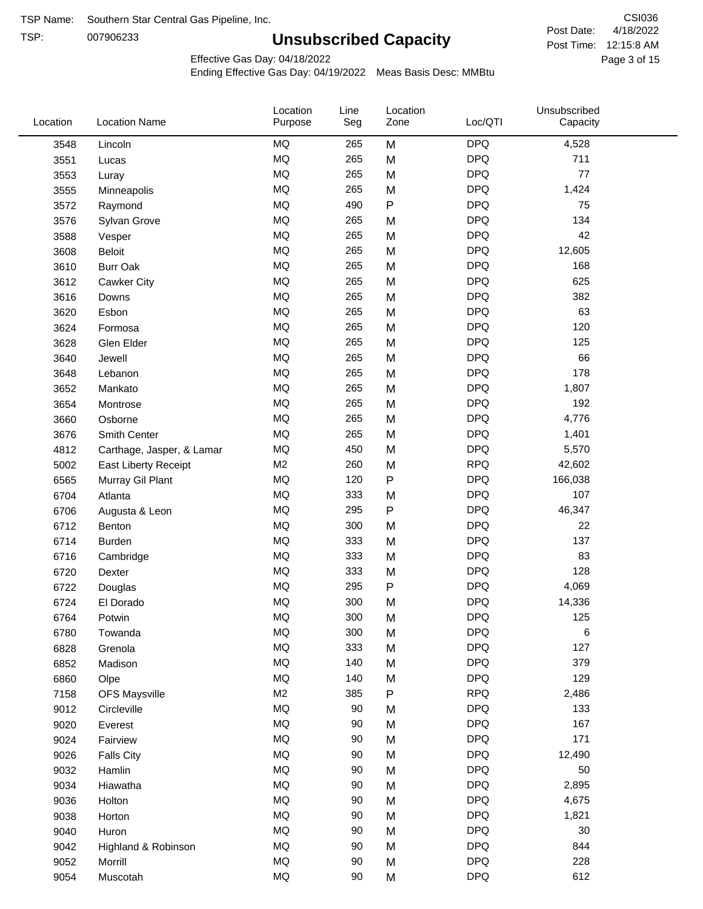TSP Name: Southern Star Central Gas Pipeline, Inc.

TSP: 007906233

# Unsubscribed Capacity

CSI036

Post Date: 4/18/2022

Post Time: 12:15:8 AM

Effective Gas Day: 04/18/2022

Ending Effective Gas Day: 04/19/2022 Meas Basis Desc: MMBtu

| Location | Location Name | Location Purpose | Line Seg | Location Zone | Loc/QTI | Unsubscribed Capacity |
|---|---|---|---|---|---|---|
| 3548 | Lincoln | MQ | 265 | M | DPQ | 4,528 |
| 3551 | Lucas | MQ | 265 | M | DPQ | 711 |
| 3553 | Luray | MQ | 265 | M | DPQ | 77 |
| 3555 | Minneapolis | MQ | 265 | M | DPQ | 1,424 |
| 3572 | Raymond | MQ | 490 | P | DPQ | 75 |
| 3576 | Sylvan Grove | MQ | 265 | M | DPQ | 134 |
| 3588 | Vesper | MQ | 265 | M | DPQ | 42 |
| 3608 | Beloit | MQ | 265 | M | DPQ | 12,605 |
| 3610 | Burr Oak | MQ | 265 | M | DPQ | 168 |
| 3612 | Cawker City | MQ | 265 | M | DPQ | 625 |
| 3616 | Downs | MQ | 265 | M | DPQ | 382 |
| 3620 | Esbon | MQ | 265 | M | DPQ | 63 |
| 3624 | Formosa | MQ | 265 | M | DPQ | 120 |
| 3628 | Glen Elder | MQ | 265 | M | DPQ | 125 |
| 3640 | Jewell | MQ | 265 | M | DPQ | 66 |
| 3648 | Lebanon | MQ | 265 | M | DPQ | 178 |
| 3652 | Mankato | MQ | 265 | M | DPQ | 1,807 |
| 3654 | Montrose | MQ | 265 | M | DPQ | 192 |
| 3660 | Osborne | MQ | 265 | M | DPQ | 4,776 |
| 3676 | Smith Center | MQ | 265 | M | DPQ | 1,401 |
| 4812 | Carthage, Jasper, & Lamar | MQ | 450 | M | DPQ | 5,570 |
| 5002 | East Liberty Receipt | M2 | 260 | M | RPQ | 42,602 |
| 6565 | Murray Gil Plant | MQ | 120 | P | DPQ | 166,038 |
| 6704 | Atlanta | MQ | 333 | M | DPQ | 107 |
| 6706 | Augusta & Leon | MQ | 295 | P | DPQ | 46,347 |
| 6712 | Benton | MQ | 300 | M | DPQ | 22 |
| 6714 | Burden | MQ | 333 | M | DPQ | 137 |
| 6716 | Cambridge | MQ | 333 | M | DPQ | 83 |
| 6720 | Dexter | MQ | 333 | M | DPQ | 128 |
| 6722 | Douglas | MQ | 295 | P | DPQ | 4,069 |
| 6724 | El Dorado | MQ | 300 | M | DPQ | 14,336 |
| 6764 | Potwin | MQ | 300 | M | DPQ | 125 |
| 6780 | Towanda | MQ | 300 | M | DPQ | 6 |
| 6828 | Grenola | MQ | 333 | M | DPQ | 127 |
| 6852 | Madison | MQ | 140 | M | DPQ | 379 |
| 6860 | Olpe | MQ | 140 | M | DPQ | 129 |
| 7158 | OFS Maysville | M2 | 385 | P | RPQ | 2,486 |
| 9012 | Circleville | MQ | 90 | M | DPQ | 133 |
| 9020 | Everest | MQ | 90 | M | DPQ | 167 |
| 9024 | Fairview | MQ | 90 | M | DPQ | 171 |
| 9026 | Falls City | MQ | 90 | M | DPQ | 12,490 |
| 9032 | Hamlin | MQ | 90 | M | DPQ | 50 |
| 9034 | Hiawatha | MQ | 90 | M | DPQ | 2,895 |
| 9036 | Holton | MQ | 90 | M | DPQ | 4,675 |
| 9038 | Horton | MQ | 90 | M | DPQ | 1,821 |
| 9040 | Huron | MQ | 90 | M | DPQ | 30 |
| 9042 | Highland & Robinson | MQ | 90 | M | DPQ | 844 |
| 9052 | Morrill | MQ | 90 | M | DPQ | 228 |
| 9054 | Muscotah | MQ | 90 | M | DPQ | 612 |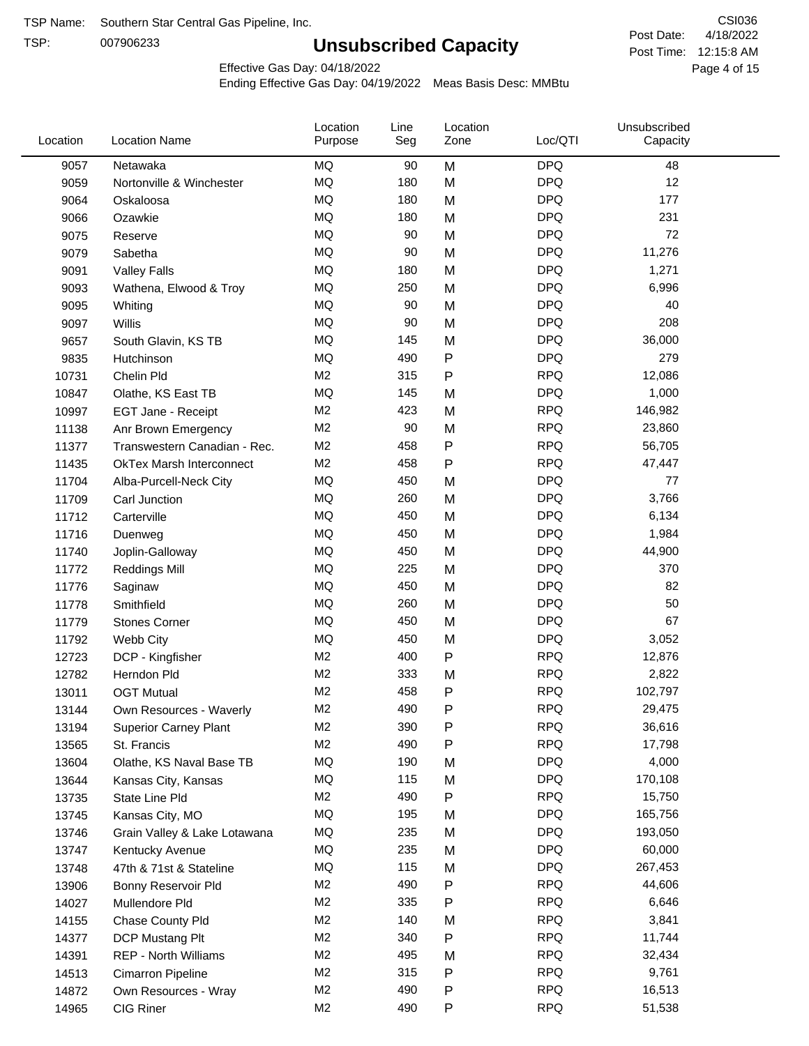TSP Name: Southern Star Central Gas Pipeline, Inc.

TSP: 007906233

# Unsubscribed Capacity

CSI036

Post Date: 4/18/2022

Post Time: 12:15:8 AM

Effective Gas Day: 04/18/2022

Ending Effective Gas Day: 04/19/2022 Meas Basis Desc: MMBtu

| Location | Location Name | Location Purpose | Line Seg | Location Zone | Loc/QTI | Unsubscribed Capacity |
|---|---|---|---|---|---|---|
| 9057 | Netawaka | MQ | 90 | M | DPQ | 48 |
| 9059 | Nortonville & Winchester | MQ | 180 | M | DPQ | 12 |
| 9064 | Oskaloosa | MQ | 180 | M | DPQ | 177 |
| 9066 | Ozawkie | MQ | 180 | M | DPQ | 231 |
| 9075 | Reserve | MQ | 90 | M | DPQ | 72 |
| 9079 | Sabetha | MQ | 90 | M | DPQ | 11,276 |
| 9091 | Valley Falls | MQ | 180 | M | DPQ | 1,271 |
| 9093 | Wathena, Elwood & Troy | MQ | 250 | M | DPQ | 6,996 |
| 9095 | Whiting | MQ | 90 | M | DPQ | 40 |
| 9097 | Willis | MQ | 90 | M | DPQ | 208 |
| 9657 | South Glavin, KS TB | MQ | 145 | M | DPQ | 36,000 |
| 9835 | Hutchinson | MQ | 490 | P | DPQ | 279 |
| 10731 | Chelin Pld | M2 | 315 | P | RPQ | 12,086 |
| 10847 | Olathe, KS East TB | MQ | 145 | M | DPQ | 1,000 |
| 10997 | EGT Jane - Receipt | M2 | 423 | M | RPQ | 146,982 |
| 11138 | Anr Brown Emergency | M2 | 90 | M | RPQ | 23,860 |
| 11377 | Transwestern Canadian - Rec. | M2 | 458 | P | RPQ | 56,705 |
| 11435 | OkTex Marsh Interconnect | M2 | 458 | P | RPQ | 47,447 |
| 11704 | Alba-Purcell-Neck City | MQ | 450 | M | DPQ | 77 |
| 11709 | Carl Junction | MQ | 260 | M | DPQ | 3,766 |
| 11712 | Carterville | MQ | 450 | M | DPQ | 6,134 |
| 11716 | Duenweg | MQ | 450 | M | DPQ | 1,984 |
| 11740 | Joplin-Galloway | MQ | 450 | M | DPQ | 44,900 |
| 11772 | Reddings Mill | MQ | 225 | M | DPQ | 370 |
| 11776 | Saginaw | MQ | 450 | M | DPQ | 82 |
| 11778 | Smithfield | MQ | 260 | M | DPQ | 50 |
| 11779 | Stones Corner | MQ | 450 | M | DPQ | 67 |
| 11792 | Webb City | MQ | 450 | M | DPQ | 3,052 |
| 12723 | DCP - Kingfisher | M2 | 400 | P | RPQ | 12,876 |
| 12782 | Herndon Pld | M2 | 333 | M | RPQ | 2,822 |
| 13011 | OGT Mutual | M2 | 458 | P | RPQ | 102,797 |
| 13144 | Own Resources - Waverly | M2 | 490 | P | RPQ | 29,475 |
| 13194 | Superior Carney Plant | M2 | 390 | P | RPQ | 36,616 |
| 13565 | St. Francis | M2 | 490 | P | RPQ | 17,798 |
| 13604 | Olathe, KS Naval Base TB | MQ | 190 | M | DPQ | 4,000 |
| 13644 | Kansas City, Kansas | MQ | 115 | M | DPQ | 170,108 |
| 13735 | State Line Pld | M2 | 490 | P | RPQ | 15,750 |
| 13745 | Kansas City, MO | MQ | 195 | M | DPQ | 165,756 |
| 13746 | Grain Valley & Lake Lotawana | MQ | 235 | M | DPQ | 193,050 |
| 13747 | Kentucky Avenue | MQ | 235 | M | DPQ | 60,000 |
| 13748 | 47th & 71st & Stateline | MQ | 115 | M | DPQ | 267,453 |
| 13906 | Bonny Reservoir Pld | M2 | 490 | P | RPQ | 44,606 |
| 14027 | Mullendore Pld | M2 | 335 | P | RPQ | 6,646 |
| 14155 | Chase County Pld | M2 | 140 | M | RPQ | 3,841 |
| 14377 | DCP Mustang Plt | M2 | 340 | P | RPQ | 11,744 |
| 14391 | REP - North Williams | M2 | 495 | M | RPQ | 32,434 |
| 14513 | Cimarron Pipeline | M2 | 315 | P | RPQ | 9,761 |
| 14872 | Own Resources - Wray | M2 | 490 | P | RPQ | 16,513 |
| 14965 | CIG Riner | M2 | 490 | P | RPQ | 51,538 |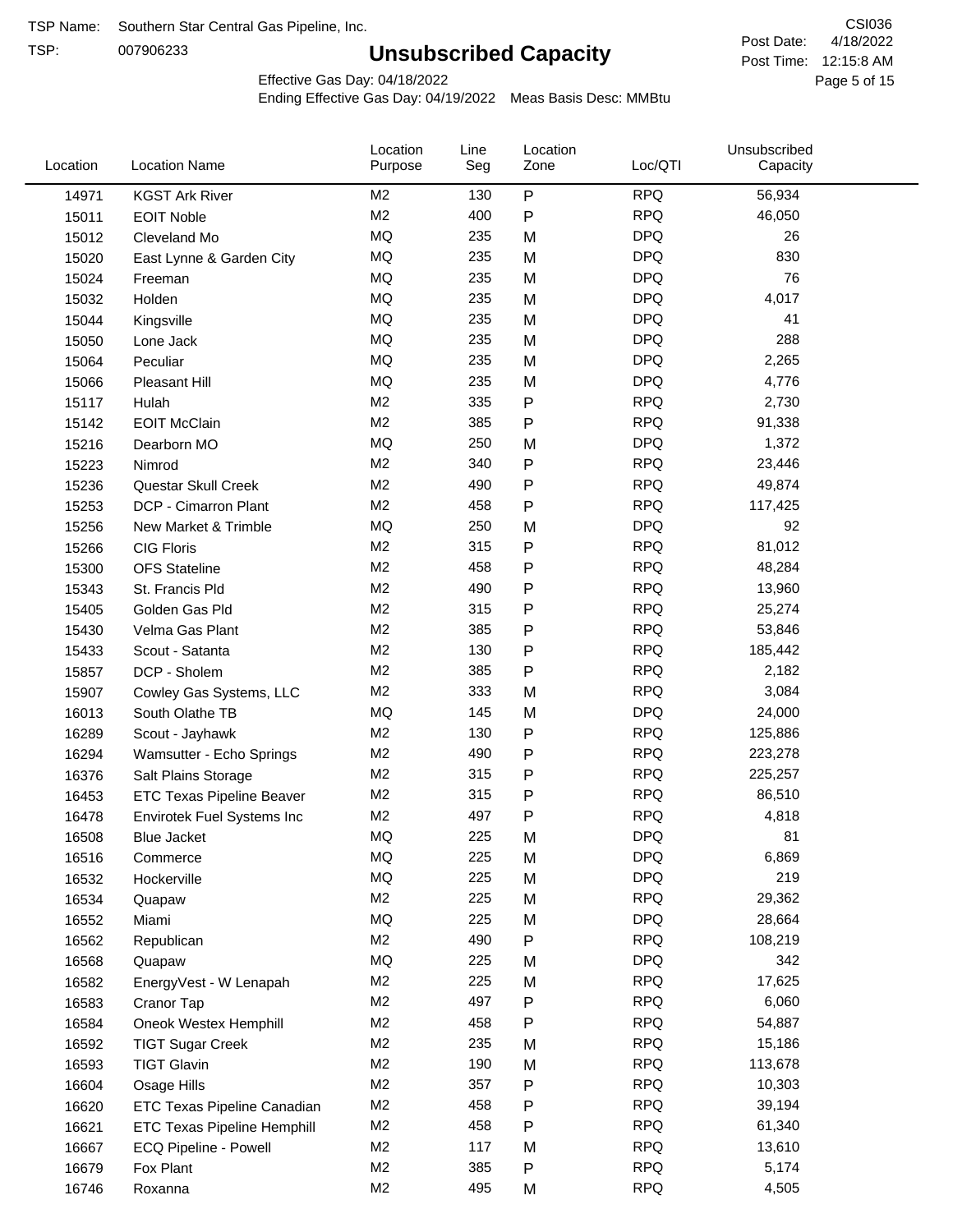TSP Name: Southern Star Central Gas Pipeline, Inc.

TSP: 007906233

# Unsubscribed Capacity

CSI036

Post Date: 4/18/2022

Post Time: 12:15:8 AM

Effective Gas Day: 04/18/2022

Ending Effective Gas Day: 04/19/2022 Meas Basis Desc: MMBtu

| Location | Location Name | Location Purpose | Line Seg | Location Zone | Loc/QTI | Unsubscribed Capacity |
|---|---|---|---|---|---|---|
| 14971 | KGST Ark River | M2 | 130 | P | RPQ | 56,934 |
| 15011 | EOIT Noble | M2 | 400 | P | RPQ | 46,050 |
| 15012 | Cleveland Mo | MQ | 235 | M | DPQ | 26 |
| 15020 | East Lynne & Garden City | MQ | 235 | M | DPQ | 830 |
| 15024 | Freeman | MQ | 235 | M | DPQ | 76 |
| 15032 | Holden | MQ | 235 | M | DPQ | 4,017 |
| 15044 | Kingsville | MQ | 235 | M | DPQ | 41 |
| 15050 | Lone Jack | MQ | 235 | M | DPQ | 288 |
| 15064 | Peculiar | MQ | 235 | M | DPQ | 2,265 |
| 15066 | Pleasant Hill | MQ | 235 | M | DPQ | 4,776 |
| 15117 | Hulah | M2 | 335 | P | RPQ | 2,730 |
| 15142 | EOIT McClain | M2 | 385 | P | RPQ | 91,338 |
| 15216 | Dearborn MO | MQ | 250 | M | DPQ | 1,372 |
| 15223 | Nimrod | M2 | 340 | P | RPQ | 23,446 |
| 15236 | Questar Skull Creek | M2 | 490 | P | RPQ | 49,874 |
| 15253 | DCP - Cimarron Plant | M2 | 458 | P | RPQ | 117,425 |
| 15256 | New Market & Trimble | MQ | 250 | M | DPQ | 92 |
| 15266 | CIG Floris | M2 | 315 | P | RPQ | 81,012 |
| 15300 | OFS Stateline | M2 | 458 | P | RPQ | 48,284 |
| 15343 | St. Francis Pld | M2 | 490 | P | RPQ | 13,960 |
| 15405 | Golden Gas Pld | M2 | 315 | P | RPQ | 25,274 |
| 15430 | Velma Gas Plant | M2 | 385 | P | RPQ | 53,846 |
| 15433 | Scout - Satanta | M2 | 130 | P | RPQ | 185,442 |
| 15857 | DCP - Sholem | M2 | 385 | P | RPQ | 2,182 |
| 15907 | Cowley Gas Systems, LLC | M2 | 333 | M | RPQ | 3,084 |
| 16013 | South Olathe TB | MQ | 145 | M | DPQ | 24,000 |
| 16289 | Scout - Jayhawk | M2 | 130 | P | RPQ | 125,886 |
| 16294 | Wamsutter - Echo Springs | M2 | 490 | P | RPQ | 223,278 |
| 16376 | Salt Plains Storage | M2 | 315 | P | RPQ | 225,257 |
| 16453 | ETC Texas Pipeline Beaver | M2 | 315 | P | RPQ | 86,510 |
| 16478 | Envirotek Fuel Systems Inc | M2 | 497 | P | RPQ | 4,818 |
| 16508 | Blue Jacket | MQ | 225 | M | DPQ | 81 |
| 16516 | Commerce | MQ | 225 | M | DPQ | 6,869 |
| 16532 | Hockerville | MQ | 225 | M | DPQ | 219 |
| 16534 | Quapaw | M2 | 225 | M | RPQ | 29,362 |
| 16552 | Miami | MQ | 225 | M | DPQ | 28,664 |
| 16562 | Republican | M2 | 490 | P | RPQ | 108,219 |
| 16568 | Quapaw | MQ | 225 | M | DPQ | 342 |
| 16582 | EnergyVest - W Lenapah | M2 | 225 | M | RPQ | 17,625 |
| 16583 | Cranor Tap | M2 | 497 | P | RPQ | 6,060 |
| 16584 | Oneok Westex Hemphill | M2 | 458 | P | RPQ | 54,887 |
| 16592 | TIGT Sugar Creek | M2 | 235 | M | RPQ | 15,186 |
| 16593 | TIGT Glavin | M2 | 190 | M | RPQ | 113,678 |
| 16604 | Osage Hills | M2 | 357 | P | RPQ | 10,303 |
| 16620 | ETC Texas Pipeline Canadian | M2 | 458 | P | RPQ | 39,194 |
| 16621 | ETC Texas Pipeline Hemphill | M2 | 458 | P | RPQ | 61,340 |
| 16667 | ECQ Pipeline - Powell | M2 | 117 | M | RPQ | 13,610 |
| 16679 | Fox Plant | M2 | 385 | P | RPQ | 5,174 |
| 16746 | Roxanna | M2 | 495 | M | RPQ | 4,505 |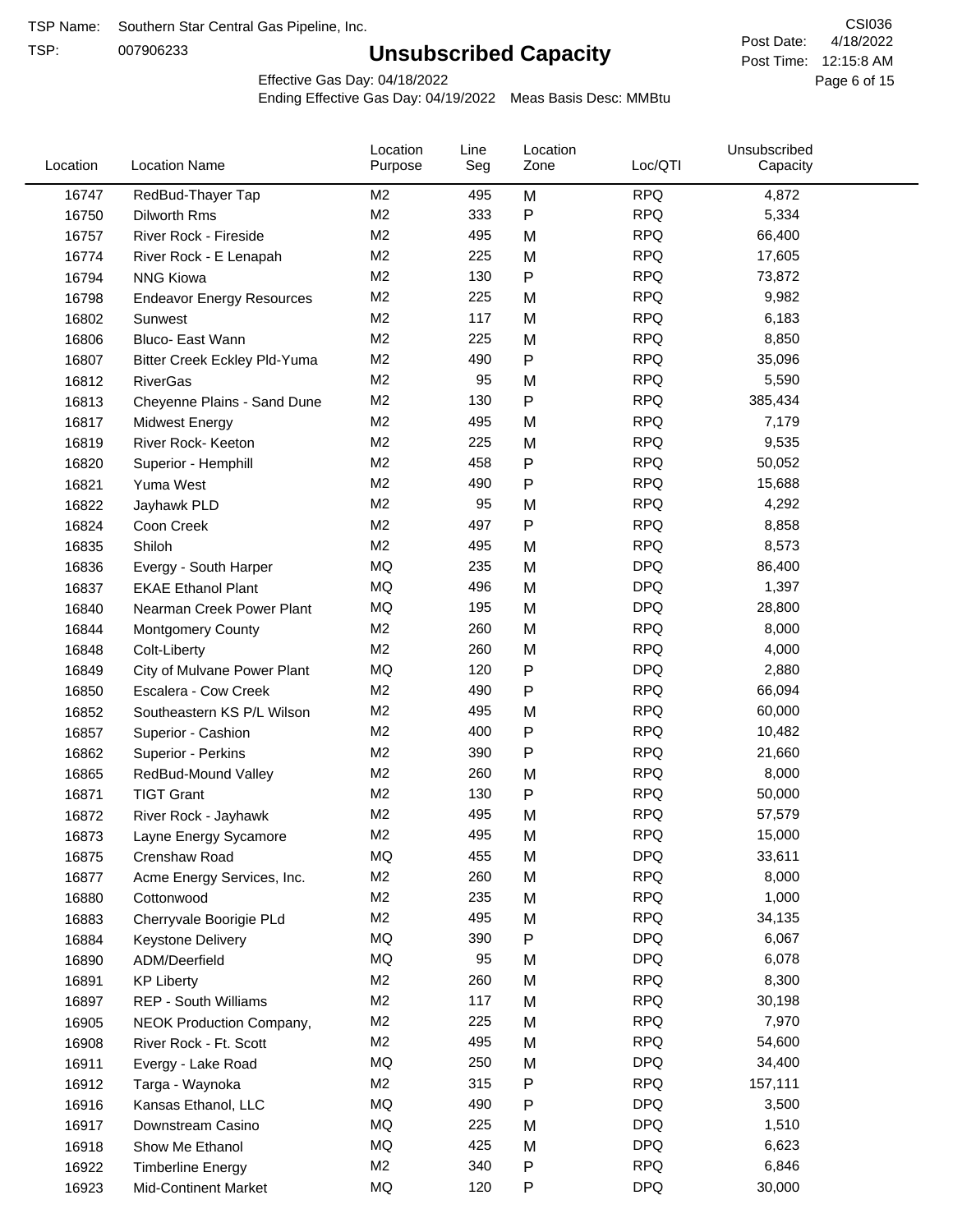TSP Name: Southern Star Central Gas Pipeline, Inc.
TSP: 007906233

CSI036
Post Date: 4/18/2022
Post Time: 12:15:8 AM

# Unsubscribed Capacity

Effective Gas Day: 04/18/2022
Ending Effective Gas Day: 04/19/2022 Meas Basis Desc: MMBtu

| Location | Location Name | Location Purpose | Line Seg | Location Zone | Loc/QTI | Unsubscribed Capacity |
|---|---|---|---|---|---|---|
| 16747 | RedBud-Thayer Tap | M2 | 495 | M | RPQ | 4,872 |
| 16750 | Dilworth Rms | M2 | 333 | P | RPQ | 5,334 |
| 16757 | River Rock - Fireside | M2 | 495 | M | RPQ | 66,400 |
| 16774 | River Rock - E Lenapah | M2 | 225 | M | RPQ | 17,605 |
| 16794 | NNG Kiowa | M2 | 130 | P | RPQ | 73,872 |
| 16798 | Endeavor Energy Resources | M2 | 225 | M | RPQ | 9,982 |
| 16802 | Sunwest | M2 | 117 | M | RPQ | 6,183 |
| 16806 | Bluco- East Wann | M2 | 225 | M | RPQ | 8,850 |
| 16807 | Bitter Creek Eckley Pld-Yuma | M2 | 490 | P | RPQ | 35,096 |
| 16812 | RiverGas | M2 | 95 | M | RPQ | 5,590 |
| 16813 | Cheyenne Plains - Sand Dune | M2 | 130 | P | RPQ | 385,434 |
| 16817 | Midwest Energy | M2 | 495 | M | RPQ | 7,179 |
| 16819 | River Rock- Keeton | M2 | 225 | M | RPQ | 9,535 |
| 16820 | Superior - Hemphill | M2 | 458 | P | RPQ | 50,052 |
| 16821 | Yuma West | M2 | 490 | P | RPQ | 15,688 |
| 16822 | Jayhawk PLD | M2 | 95 | M | RPQ | 4,292 |
| 16824 | Coon Creek | M2 | 497 | P | RPQ | 8,858 |
| 16835 | Shiloh | M2 | 495 | M | RPQ | 8,573 |
| 16836 | Evergy - South Harper | MQ | 235 | M | DPQ | 86,400 |
| 16837 | EKAE Ethanol Plant | MQ | 496 | M | DPQ | 1,397 |
| 16840 | Nearman Creek Power Plant | MQ | 195 | M | DPQ | 28,800 |
| 16844 | Montgomery County | M2 | 260 | M | RPQ | 8,000 |
| 16848 | Colt-Liberty | M2 | 260 | M | RPQ | 4,000 |
| 16849 | City of Mulvane Power Plant | MQ | 120 | P | DPQ | 2,880 |
| 16850 | Escalera - Cow Creek | M2 | 490 | P | RPQ | 66,094 |
| 16852 | Southeastern KS P/L Wilson | M2 | 495 | M | RPQ | 60,000 |
| 16857 | Superior - Cashion | M2 | 400 | P | RPQ | 10,482 |
| 16862 | Superior - Perkins | M2 | 390 | P | RPQ | 21,660 |
| 16865 | RedBud-Mound Valley | M2 | 260 | M | RPQ | 8,000 |
| 16871 | TIGT Grant | M2 | 130 | P | RPQ | 50,000 |
| 16872 | River Rock - Jayhawk | M2 | 495 | M | RPQ | 57,579 |
| 16873 | Layne Energy Sycamore | M2 | 495 | M | RPQ | 15,000 |
| 16875 | Crenshaw Road | MQ | 455 | M | DPQ | 33,611 |
| 16877 | Acme Energy Services, Inc. | M2 | 260 | M | RPQ | 8,000 |
| 16880 | Cottonwood | M2 | 235 | M | RPQ | 1,000 |
| 16883 | Cherryvale Boorigie PLd | M2 | 495 | M | RPQ | 34,135 |
| 16884 | Keystone Delivery | MQ | 390 | P | DPQ | 6,067 |
| 16890 | ADM/Deerfield | MQ | 95 | M | DPQ | 6,078 |
| 16891 | KP Liberty | M2 | 260 | M | RPQ | 8,300 |
| 16897 | REP - South Williams | M2 | 117 | M | RPQ | 30,198 |
| 16905 | NEOK Production Company, | M2 | 225 | M | RPQ | 7,970 |
| 16908 | River Rock - Ft. Scott | M2 | 495 | M | RPQ | 54,600 |
| 16911 | Evergy - Lake Road | MQ | 250 | M | DPQ | 34,400 |
| 16912 | Targa - Waynoka | M2 | 315 | P | RPQ | 157,111 |
| 16916 | Kansas Ethanol, LLC | MQ | 490 | P | DPQ | 3,500 |
| 16917 | Downstream Casino | MQ | 225 | M | DPQ | 1,510 |
| 16918 | Show Me Ethanol | MQ | 425 | M | DPQ | 6,623 |
| 16922 | Timberline Energy | M2 | 340 | P | RPQ | 6,846 |
| 16923 | Mid-Continent Market | MQ | 120 | P | DPQ | 30,000 |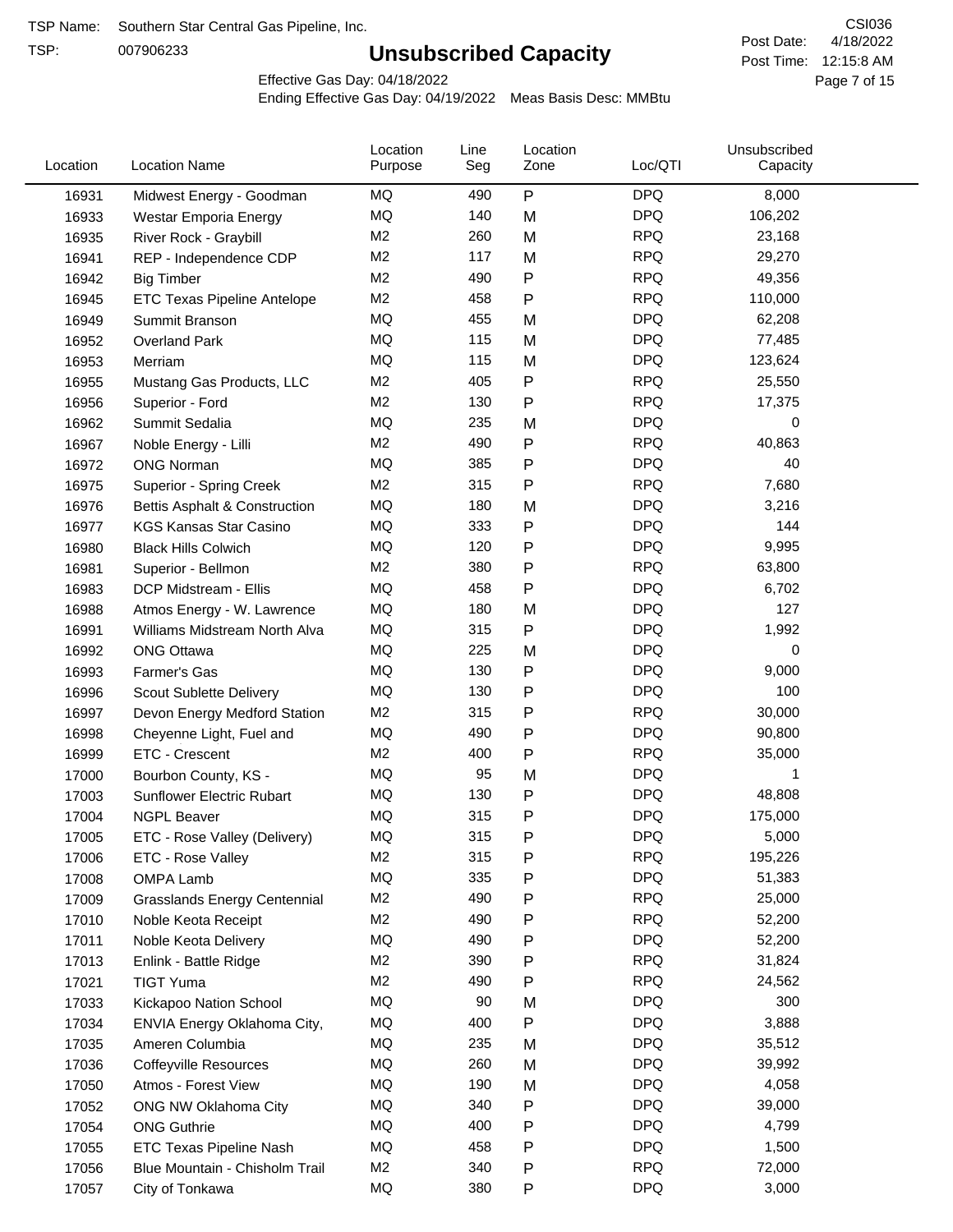TSP Name: Southern Star Central Gas Pipeline, Inc.

TSP: 007906233

# Unsubscribed Capacity

CSI036

Post Date: 4/18/2022

Post Time: 12:15:8 AM

Effective Gas Day: 04/18/2022

Ending Effective Gas Day: 04/19/2022 Meas Basis Desc: MMBtu

| Location | Location Name | Location Purpose | Line Seg | Location Zone | Loc/QTI | Unsubscribed Capacity |
|---|---|---|---|---|---|---|
| 16931 | Midwest Energy - Goodman | MQ | 490 | P | DPQ | 8,000 |
| 16933 | Westar Emporia Energy | MQ | 140 | M | DPQ | 106,202 |
| 16935 | River Rock - Graybill | M2 | 260 | M | RPQ | 23,168 |
| 16941 | REP - Independence CDP | M2 | 117 | M | RPQ | 29,270 |
| 16942 | Big Timber | M2 | 490 | P | RPQ | 49,356 |
| 16945 | ETC Texas Pipeline Antelope | M2 | 458 | P | RPQ | 110,000 |
| 16949 | Summit Branson | MQ | 455 | M | DPQ | 62,208 |
| 16952 | Overland Park | MQ | 115 | M | DPQ | 77,485 |
| 16953 | Merriam | MQ | 115 | M | DPQ | 123,624 |
| 16955 | Mustang Gas Products, LLC | M2 | 405 | P | RPQ | 25,550 |
| 16956 | Superior - Ford | M2 | 130 | P | RPQ | 17,375 |
| 16962 | Summit Sedalia | MQ | 235 | M | DPQ | 0 |
| 16967 | Noble Energy - Lilli | M2 | 490 | P | RPQ | 40,863 |
| 16972 | ONG Norman | MQ | 385 | P | DPQ | 40 |
| 16975 | Superior - Spring Creek | M2 | 315 | P | RPQ | 7,680 |
| 16976 | Bettis Asphalt & Construction | MQ | 180 | M | DPQ | 3,216 |
| 16977 | KGS Kansas Star Casino | MQ | 333 | P | DPQ | 144 |
| 16980 | Black Hills Colwich | MQ | 120 | P | DPQ | 9,995 |
| 16981 | Superior - Bellmon | M2 | 380 | P | RPQ | 63,800 |
| 16983 | DCP Midstream - Ellis | MQ | 458 | P | DPQ | 6,702 |
| 16988 | Atmos Energy - W. Lawrence | MQ | 180 | M | DPQ | 127 |
| 16991 | Williams Midstream North Alva | MQ | 315 | P | DPQ | 1,992 |
| 16992 | ONG Ottawa | MQ | 225 | M | DPQ | 0 |
| 16993 | Farmer's Gas | MQ | 130 | P | DPQ | 9,000 |
| 16996 | Scout Sublette Delivery | MQ | 130 | P | DPQ | 100 |
| 16997 | Devon Energy Medford Station | M2 | 315 | P | RPQ | 30,000 |
| 16998 | Cheyenne Light, Fuel and | MQ | 490 | P | DPQ | 90,800 |
| 16999 | ETC - Crescent | M2 | 400 | P | RPQ | 35,000 |
| 17000 | Bourbon County, KS - | MQ | 95 | M | DPQ | 1 |
| 17003 | Sunflower Electric Rubart | MQ | 130 | P | DPQ | 48,808 |
| 17004 | NGPL Beaver | MQ | 315 | P | DPQ | 175,000 |
| 17005 | ETC - Rose Valley (Delivery) | MQ | 315 | P | DPQ | 5,000 |
| 17006 | ETC - Rose Valley | M2 | 315 | P | RPQ | 195,226 |
| 17008 | OMPA Lamb | MQ | 335 | P | DPQ | 51,383 |
| 17009 | Grasslands Energy Centennial | M2 | 490 | P | RPQ | 25,000 |
| 17010 | Noble Keota Receipt | M2 | 490 | P | RPQ | 52,200 |
| 17011 | Noble Keota Delivery | MQ | 490 | P | DPQ | 52,200 |
| 17013 | Enlink - Battle Ridge | M2 | 390 | P | RPQ | 31,824 |
| 17021 | TIGT Yuma | M2 | 490 | P | RPQ | 24,562 |
| 17033 | Kickapoo Nation School | MQ | 90 | M | DPQ | 300 |
| 17034 | ENVIA Energy Oklahoma City, | MQ | 400 | P | DPQ | 3,888 |
| 17035 | Ameren Columbia | MQ | 235 | M | DPQ | 35,512 |
| 17036 | Coffeyville Resources | MQ | 260 | M | DPQ | 39,992 |
| 17050 | Atmos - Forest View | MQ | 190 | M | DPQ | 4,058 |
| 17052 | ONG NW Oklahoma City | MQ | 340 | P | DPQ | 39,000 |
| 17054 | ONG Guthrie | MQ | 400 | P | DPQ | 4,799 |
| 17055 | ETC Texas Pipeline Nash | MQ | 458 | P | DPQ | 1,500 |
| 17056 | Blue Mountain - Chisholm Trail | M2 | 340 | P | RPQ | 72,000 |
| 17057 | City of Tonkawa | MQ | 380 | P | DPQ | 3,000 |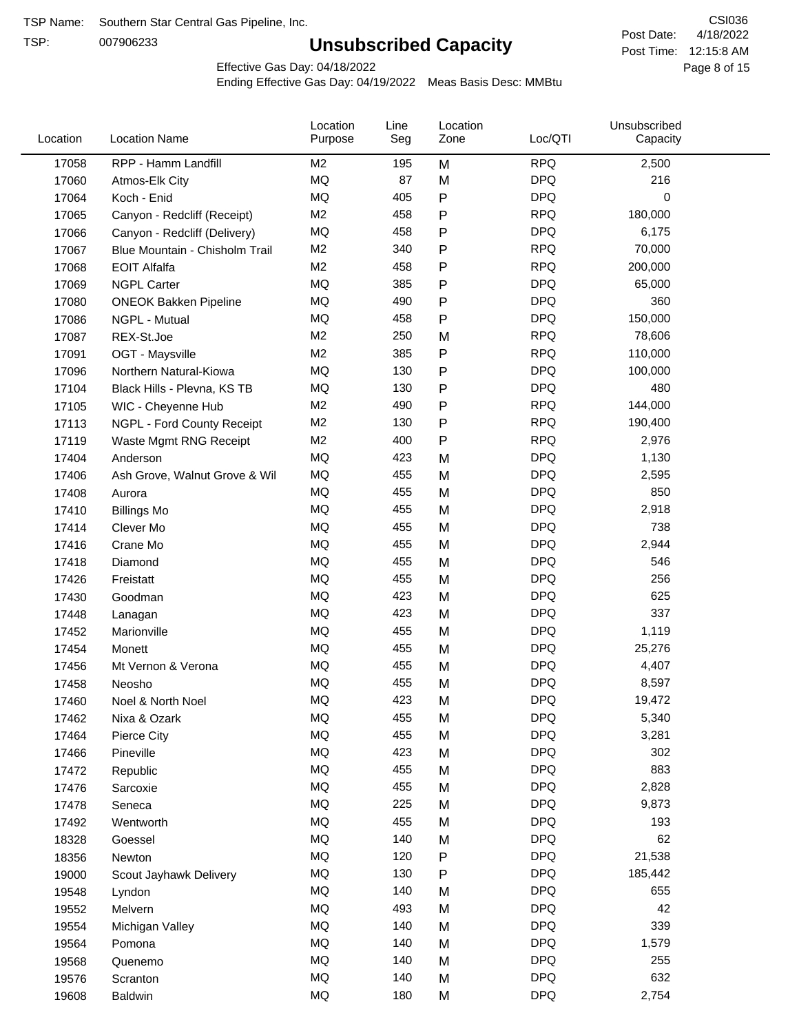TSP Name: Southern Star Central Gas Pipeline, Inc.
TSP: 007906233

# Unsubscribed Capacity

CSI036
Post Date: 4/18/2022
Post Time: 12:15:8 AM

Effective Gas Day: 04/18/2022
Ending Effective Gas Day: 04/19/2022 Meas Basis Desc: MMBtu

| Location | Location Name | Location Purpose | Line Seg | Location Zone | Loc/QTI | Unsubscribed Capacity |
|---|---|---|---|---|---|---|
| 17058 | RPP - Hamm Landfill | M2 | 195 | M | RPQ | 2,500 |
| 17060 | Atmos-Elk City | MQ | 87 | M | DPQ | 216 |
| 17064 | Koch - Enid | MQ | 405 | P | DPQ | 0 |
| 17065 | Canyon - Redcliff (Receipt) | M2 | 458 | P | RPQ | 180,000 |
| 17066 | Canyon - Redcliff (Delivery) | MQ | 458 | P | DPQ | 6,175 |
| 17067 | Blue Mountain - Chisholm Trail | M2 | 340 | P | RPQ | 70,000 |
| 17068 | EOIT Alfalfa | M2 | 458 | P | RPQ | 200,000 |
| 17069 | NGPL Carter | MQ | 385 | P | DPQ | 65,000 |
| 17080 | ONEOK Bakken Pipeline | MQ | 490 | P | DPQ | 360 |
| 17086 | NGPL - Mutual | MQ | 458 | P | DPQ | 150,000 |
| 17087 | REX-St.Joe | M2 | 250 | M | RPQ | 78,606 |
| 17091 | OGT - Maysville | M2 | 385 | P | RPQ | 110,000 |
| 17096 | Northern Natural-Kiowa | MQ | 130 | P | DPQ | 100,000 |
| 17104 | Black Hills - Plevna, KS TB | MQ | 130 | P | DPQ | 480 |
| 17105 | WIC - Cheyenne Hub | M2 | 490 | P | RPQ | 144,000 |
| 17113 | NGPL - Ford County Receipt | M2 | 130 | P | RPQ | 190,400 |
| 17119 | Waste Mgmt RNG Receipt | M2 | 400 | P | RPQ | 2,976 |
| 17404 | Anderson | MQ | 423 | M | DPQ | 1,130 |
| 17406 | Ash Grove, Walnut Grove & Wil | MQ | 455 | M | DPQ | 2,595 |
| 17408 | Aurora | MQ | 455 | M | DPQ | 850 |
| 17410 | Billings Mo | MQ | 455 | M | DPQ | 2,918 |
| 17414 | Clever Mo | MQ | 455 | M | DPQ | 738 |
| 17416 | Crane Mo | MQ | 455 | M | DPQ | 2,944 |
| 17418 | Diamond | MQ | 455 | M | DPQ | 546 |
| 17426 | Freistatt | MQ | 455 | M | DPQ | 256 |
| 17430 | Goodman | MQ | 423 | M | DPQ | 625 |
| 17448 | Lanagan | MQ | 423 | M | DPQ | 337 |
| 17452 | Marionville | MQ | 455 | M | DPQ | 1,119 |
| 17454 | Monett | MQ | 455 | M | DPQ | 25,276 |
| 17456 | Mt Vernon & Verona | MQ | 455 | M | DPQ | 4,407 |
| 17458 | Neosho | MQ | 455 | M | DPQ | 8,597 |
| 17460 | Noel & North Noel | MQ | 423 | M | DPQ | 19,472 |
| 17462 | Nixa & Ozark | MQ | 455 | M | DPQ | 5,340 |
| 17464 | Pierce City | MQ | 455 | M | DPQ | 3,281 |
| 17466 | Pineville | MQ | 423 | M | DPQ | 302 |
| 17472 | Republic | MQ | 455 | M | DPQ | 883 |
| 17476 | Sarcoxie | MQ | 455 | M | DPQ | 2,828 |
| 17478 | Seneca | MQ | 225 | M | DPQ | 9,873 |
| 17492 | Wentworth | MQ | 455 | M | DPQ | 193 |
| 18328 | Goessel | MQ | 140 | M | DPQ | 62 |
| 18356 | Newton | MQ | 120 | P | DPQ | 21,538 |
| 19000 | Scout Jayhawk Delivery | MQ | 130 | P | DPQ | 185,442 |
| 19548 | Lyndon | MQ | 140 | M | DPQ | 655 |
| 19552 | Melvern | MQ | 493 | M | DPQ | 42 |
| 19554 | Michigan Valley | MQ | 140 | M | DPQ | 339 |
| 19564 | Pomona | MQ | 140 | M | DPQ | 1,579 |
| 19568 | Quenemo | MQ | 140 | M | DPQ | 255 |
| 19576 | Scranton | MQ | 140 | M | DPQ | 632 |
| 19608 | Baldwin | MQ | 180 | M | DPQ | 2,754 |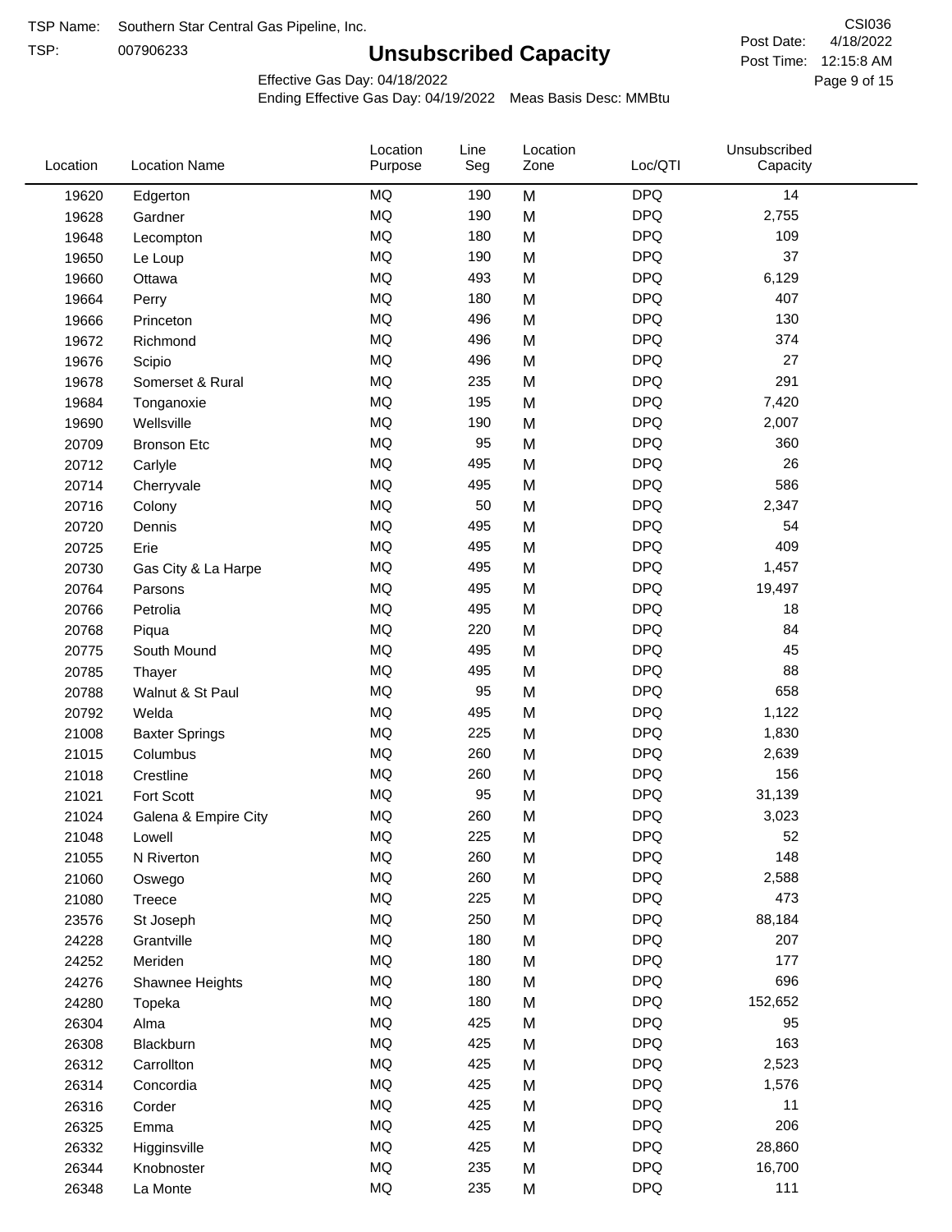TSP Name: Southern Star Central Gas Pipeline, Inc.

TSP: 007906233

CSI036

# Unsubscribed Capacity

Post Date: 4/18/2022

Post Time: 12:15:8 AM

Effective Gas Day: 04/18/2022

Ending Effective Gas Day: 04/19/2022 Meas Basis Desc: MMBtu

| Location | Location Name | Location Purpose | Line Seg | Location Zone | Loc/QTI | Unsubscribed Capacity |
|---|---|---|---|---|---|---|
| 19620 | Edgerton | MQ | 190 | M | DPQ | 14 |
| 19628 | Gardner | MQ | 190 | M | DPQ | 2,755 |
| 19648 | Lecompton | MQ | 180 | M | DPQ | 109 |
| 19650 | Le Loup | MQ | 190 | M | DPQ | 37 |
| 19660 | Ottawa | MQ | 493 | M | DPQ | 6,129 |
| 19664 | Perry | MQ | 180 | M | DPQ | 407 |
| 19666 | Princeton | MQ | 496 | M | DPQ | 130 |
| 19672 | Richmond | MQ | 496 | M | DPQ | 374 |
| 19676 | Scipio | MQ | 496 | M | DPQ | 27 |
| 19678 | Somerset & Rural | MQ | 235 | M | DPQ | 291 |
| 19684 | Tonganoxie | MQ | 195 | M | DPQ | 7,420 |
| 19690 | Wellsville | MQ | 190 | M | DPQ | 2,007 |
| 20709 | Bronson Etc | MQ | 95 | M | DPQ | 360 |
| 20712 | Carlyle | MQ | 495 | M | DPQ | 26 |
| 20714 | Cherryvale | MQ | 495 | M | DPQ | 586 |
| 20716 | Colony | MQ | 50 | M | DPQ | 2,347 |
| 20720 | Dennis | MQ | 495 | M | DPQ | 54 |
| 20725 | Erie | MQ | 495 | M | DPQ | 409 |
| 20730 | Gas City & La Harpe | MQ | 495 | M | DPQ | 1,457 |
| 20764 | Parsons | MQ | 495 | M | DPQ | 19,497 |
| 20766 | Petrolia | MQ | 495 | M | DPQ | 18 |
| 20768 | Piqua | MQ | 220 | M | DPQ | 84 |
| 20775 | South Mound | MQ | 495 | M | DPQ | 45 |
| 20785 | Thayer | MQ | 495 | M | DPQ | 88 |
| 20788 | Walnut & St Paul | MQ | 95 | M | DPQ | 658 |
| 20792 | Welda | MQ | 495 | M | DPQ | 1,122 |
| 21008 | Baxter Springs | MQ | 225 | M | DPQ | 1,830 |
| 21015 | Columbus | MQ | 260 | M | DPQ | 2,639 |
| 21018 | Crestline | MQ | 260 | M | DPQ | 156 |
| 21021 | Fort Scott | MQ | 95 | M | DPQ | 31,139 |
| 21024 | Galena & Empire City | MQ | 260 | M | DPQ | 3,023 |
| 21048 | Lowell | MQ | 225 | M | DPQ | 52 |
| 21055 | N Riverton | MQ | 260 | M | DPQ | 148 |
| 21060 | Oswego | MQ | 260 | M | DPQ | 2,588 |
| 21080 | Treece | MQ | 225 | M | DPQ | 473 |
| 23576 | St Joseph | MQ | 250 | M | DPQ | 88,184 |
| 24228 | Grantville | MQ | 180 | M | DPQ | 207 |
| 24252 | Meriden | MQ | 180 | M | DPQ | 177 |
| 24276 | Shawnee Heights | MQ | 180 | M | DPQ | 696 |
| 24280 | Topeka | MQ | 180 | M | DPQ | 152,652 |
| 26304 | Alma | MQ | 425 | M | DPQ | 95 |
| 26308 | Blackburn | MQ | 425 | M | DPQ | 163 |
| 26312 | Carrollton | MQ | 425 | M | DPQ | 2,523 |
| 26314 | Concordia | MQ | 425 | M | DPQ | 1,576 |
| 26316 | Corder | MQ | 425 | M | DPQ | 11 |
| 26325 | Emma | MQ | 425 | M | DPQ | 206 |
| 26332 | Higginsville | MQ | 425 | M | DPQ | 28,860 |
| 26344 | Knobnoster | MQ | 235 | M | DPQ | 16,700 |
| 26348 | La Monte | MQ | 235 | M | DPQ | 111 |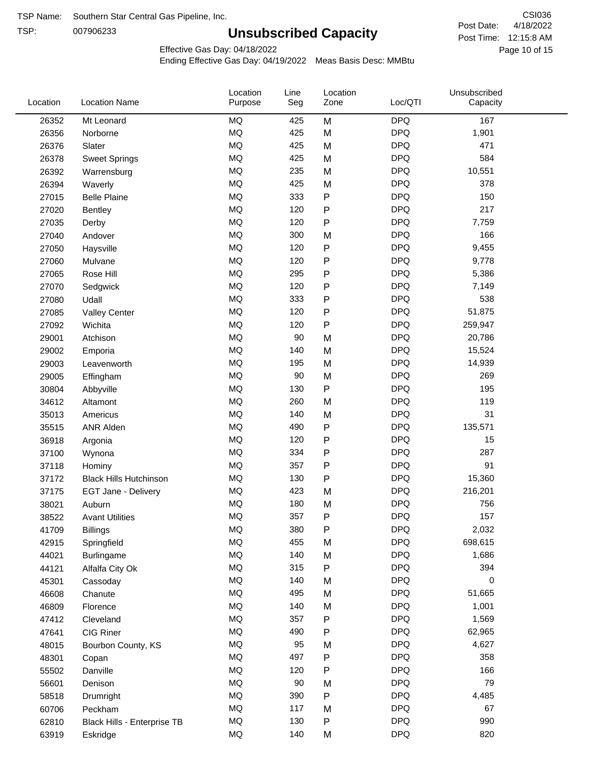TSP Name: Southern Star Central Gas Pipeline, Inc.

TSP: 007906233

# Unsubscribed Capacity

CSI036

Post Date: 4/18/2022

Post Time: 12:15:8 AM

Effective Gas Day: 04/18/2022

Ending Effective Gas Day: 04/19/2022 Meas Basis Desc: MMBtu

| Location | Location Name | Location Purpose | Line Seg | Location Zone | Loc/QTI | Unsubscribed Capacity |
|---|---|---|---|---|---|---|
| 26352 | Mt Leonard | MQ | 425 | M | DPQ | 167 |
| 26356 | Norborne | MQ | 425 | M | DPQ | 1,901 |
| 26376 | Slater | MQ | 425 | M | DPQ | 471 |
| 26378 | Sweet Springs | MQ | 425 | M | DPQ | 584 |
| 26392 | Warrensburg | MQ | 235 | M | DPQ | 10,551 |
| 26394 | Waverly | MQ | 425 | M | DPQ | 378 |
| 27015 | Belle Plaine | MQ | 333 | P | DPQ | 150 |
| 27020 | Bentley | MQ | 120 | P | DPQ | 217 |
| 27035 | Derby | MQ | 120 | P | DPQ | 7,759 |
| 27040 | Andover | MQ | 300 | M | DPQ | 166 |
| 27050 | Haysville | MQ | 120 | P | DPQ | 9,455 |
| 27060 | Mulvane | MQ | 120 | P | DPQ | 9,778 |
| 27065 | Rose Hill | MQ | 295 | P | DPQ | 5,386 |
| 27070 | Sedgwick | MQ | 120 | P | DPQ | 7,149 |
| 27080 | Udall | MQ | 333 | P | DPQ | 538 |
| 27085 | Valley Center | MQ | 120 | P | DPQ | 51,875 |
| 27092 | Wichita | MQ | 120 | P | DPQ | 259,947 |
| 29001 | Atchison | MQ | 90 | M | DPQ | 20,786 |
| 29002 | Emporia | MQ | 140 | M | DPQ | 15,524 |
| 29003 | Leavenworth | MQ | 195 | M | DPQ | 14,939 |
| 29005 | Effingham | MQ | 90 | M | DPQ | 269 |
| 30804 | Abbyville | MQ | 130 | P | DPQ | 195 |
| 34612 | Altamont | MQ | 260 | M | DPQ | 119 |
| 35013 | Americus | MQ | 140 | M | DPQ | 31 |
| 35515 | ANR Alden | MQ | 490 | P | DPQ | 135,571 |
| 36918 | Argonia | MQ | 120 | P | DPQ | 15 |
| 37100 | Wynona | MQ | 334 | P | DPQ | 287 |
| 37118 | Hominy | MQ | 357 | P | DPQ | 91 |
| 37172 | Black Hills Hutchinson | MQ | 130 | P | DPQ | 15,360 |
| 37175 | EGT Jane - Delivery | MQ | 423 | M | DPQ | 216,201 |
| 38021 | Auburn | MQ | 180 | M | DPQ | 756 |
| 38522 | Avant Utilities | MQ | 357 | P | DPQ | 157 |
| 41709 | Billings | MQ | 380 | P | DPQ | 2,032 |
| 42915 | Springfield | MQ | 455 | M | DPQ | 698,615 |
| 44021 | Burlingame | MQ | 140 | M | DPQ | 1,686 |
| 44121 | Alfalfa City Ok | MQ | 315 | P | DPQ | 394 |
| 45301 | Cassoday | MQ | 140 | M | DPQ | 0 |
| 46608 | Chanute | MQ | 495 | M | DPQ | 51,665 |
| 46809 | Florence | MQ | 140 | M | DPQ | 1,001 |
| 47412 | Cleveland | MQ | 357 | P | DPQ | 1,569 |
| 47641 | CIG Riner | MQ | 490 | P | DPQ | 62,965 |
| 48015 | Bourbon County, KS | MQ | 95 | M | DPQ | 4,627 |
| 48301 | Copan | MQ | 497 | P | DPQ | 358 |
| 55502 | Danville | MQ | 120 | P | DPQ | 166 |
| 56601 | Denison | MQ | 90 | M | DPQ | 79 |
| 58518 | Drumright | MQ | 390 | P | DPQ | 4,485 |
| 60706 | Peckham | MQ | 117 | M | DPQ | 67 |
| 62810 | Black Hills - Enterprise TB | MQ | 130 | P | DPQ | 990 |
| 63919 | Eskridge | MQ | 140 | M | DPQ | 820 |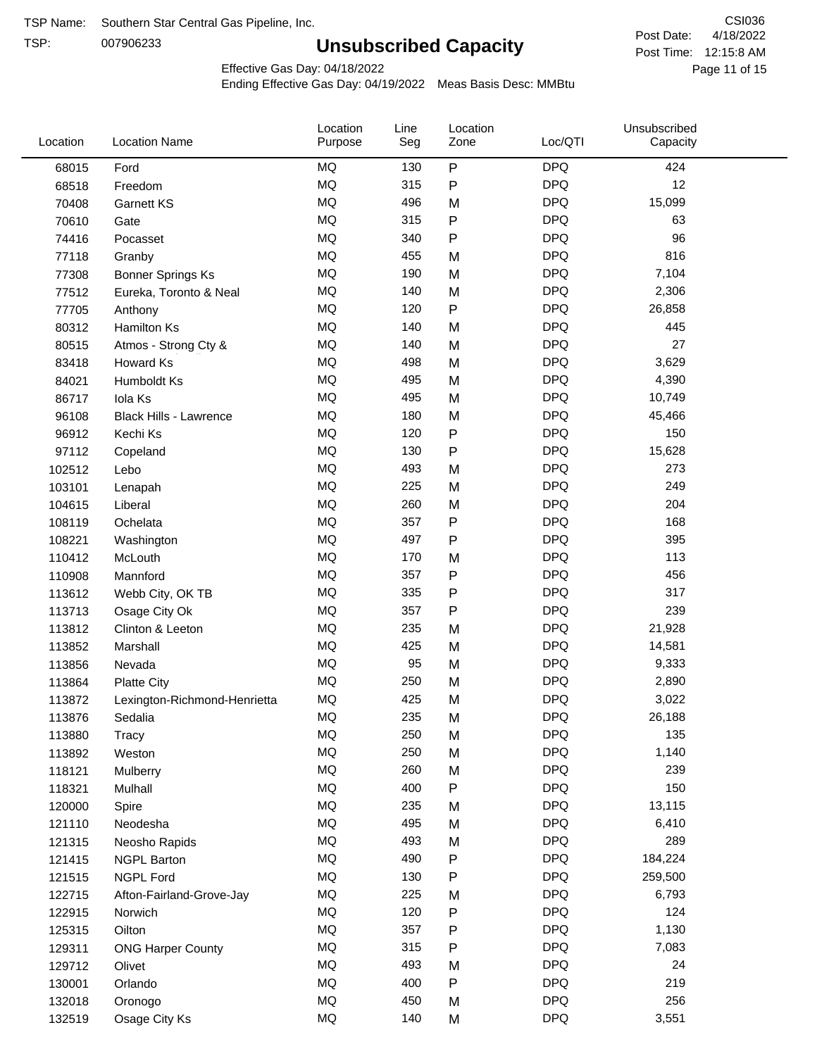TSP Name: Southern Star Central Gas Pipeline, Inc.

TSP: 007906233

# Unsubscribed Capacity

CSI036

Post Date: 4/18/2022

Post Time: 12:15:8 AM

Effective Gas Day: 04/18/2022

Ending Effective Gas Day: 04/19/2022 Meas Basis Desc: MMBtu

| Location | Location Name | Location Purpose | Line Seg | Location Zone | Loc/QTI | Unsubscribed Capacity |
|---|---|---|---|---|---|---|
| 68015 | Ford | MQ | 130 | P | DPQ | 424 |
| 68518 | Freedom | MQ | 315 | P | DPQ | 12 |
| 70408 | Garnett KS | MQ | 496 | M | DPQ | 15,099 |
| 70610 | Gate | MQ | 315 | P | DPQ | 63 |
| 74416 | Pocasset | MQ | 340 | P | DPQ | 96 |
| 77118 | Granby | MQ | 455 | M | DPQ | 816 |
| 77308 | Bonner Springs Ks | MQ | 190 | M | DPQ | 7,104 |
| 77512 | Eureka, Toronto & Neal | MQ | 140 | M | DPQ | 2,306 |
| 77705 | Anthony | MQ | 120 | P | DPQ | 26,858 |
| 80312 | Hamilton Ks | MQ | 140 | M | DPQ | 445 |
| 80515 | Atmos - Strong Cty & | MQ | 140 | M | DPQ | 27 |
| 83418 | Howard Ks | MQ | 498 | M | DPQ | 3,629 |
| 84021 | Humboldt Ks | MQ | 495 | M | DPQ | 4,390 |
| 86717 | Iola Ks | MQ | 495 | M | DPQ | 10,749 |
| 96108 | Black Hills - Lawrence | MQ | 180 | M | DPQ | 45,466 |
| 96912 | Kechi Ks | MQ | 120 | P | DPQ | 150 |
| 97112 | Copeland | MQ | 130 | P | DPQ | 15,628 |
| 102512 | Lebo | MQ | 493 | M | DPQ | 273 |
| 103101 | Lenapah | MQ | 225 | M | DPQ | 249 |
| 104615 | Liberal | MQ | 260 | M | DPQ | 204 |
| 108119 | Ochelata | MQ | 357 | P | DPQ | 168 |
| 108221 | Washington | MQ | 497 | P | DPQ | 395 |
| 110412 | McLouth | MQ | 170 | M | DPQ | 113 |
| 110908 | Mannford | MQ | 357 | P | DPQ | 456 |
| 113612 | Webb City, OK TB | MQ | 335 | P | DPQ | 317 |
| 113713 | Osage City Ok | MQ | 357 | P | DPQ | 239 |
| 113812 | Clinton & Leeton | MQ | 235 | M | DPQ | 21,928 |
| 113852 | Marshall | MQ | 425 | M | DPQ | 14,581 |
| 113856 | Nevada | MQ | 95 | M | DPQ | 9,333 |
| 113864 | Platte City | MQ | 250 | M | DPQ | 2,890 |
| 113872 | Lexington-Richmond-Henrietta | MQ | 425 | M | DPQ | 3,022 |
| 113876 | Sedalia | MQ | 235 | M | DPQ | 26,188 |
| 113880 | Tracy | MQ | 250 | M | DPQ | 135 |
| 113892 | Weston | MQ | 250 | M | DPQ | 1,140 |
| 118121 | Mulberry | MQ | 260 | M | DPQ | 239 |
| 118321 | Mulhall | MQ | 400 | P | DPQ | 150 |
| 120000 | Spire | MQ | 235 | M | DPQ | 13,115 |
| 121110 | Neodesha | MQ | 495 | M | DPQ | 6,410 |
| 121315 | Neosho Rapids | MQ | 493 | M | DPQ | 289 |
| 121415 | NGPL Barton | MQ | 490 | P | DPQ | 184,224 |
| 121515 | NGPL Ford | MQ | 130 | P | DPQ | 259,500 |
| 122715 | Afton-Fairland-Grove-Jay | MQ | 225 | M | DPQ | 6,793 |
| 122915 | Norwich | MQ | 120 | P | DPQ | 124 |
| 125315 | Oilton | MQ | 357 | P | DPQ | 1,130 |
| 129311 | ONG Harper County | MQ | 315 | P | DPQ | 7,083 |
| 129712 | Olivet | MQ | 493 | M | DPQ | 24 |
| 130001 | Orlando | MQ | 400 | P | DPQ | 219 |
| 132018 | Oronogo | MQ | 450 | M | DPQ | 256 |
| 132519 | Osage City Ks | MQ | 140 | M | DPQ | 3,551 |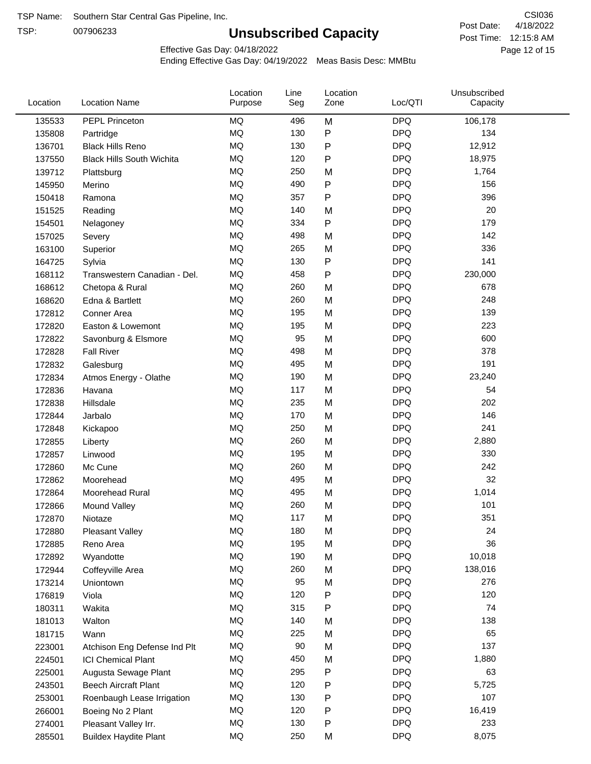TSP Name: Southern Star Central Gas Pipeline, Inc.

TSP: 007906233

# Unsubscribed Capacity

CSI036

Post Date: 4/18/2022

Post Time: 12:15:8 AM

Effective Gas Day: 04/18/2022

Ending Effective Gas Day: 04/19/2022 Meas Basis Desc: MMBtu

| Location | Location Name | Location Purpose | Line Seg | Location Zone | Loc/QTI | Unsubscribed Capacity |
|---|---|---|---|---|---|---|
| 135533 | PEPL Princeton | MQ | 496 | M | DPQ | 106,178 |
| 135808 | Partridge | MQ | 130 | P | DPQ | 134 |
| 136701 | Black Hills Reno | MQ | 130 | P | DPQ | 12,912 |
| 137550 | Black Hills South Wichita | MQ | 120 | P | DPQ | 18,975 |
| 139712 | Plattsburg | MQ | 250 | M | DPQ | 1,764 |
| 145950 | Merino | MQ | 490 | P | DPQ | 156 |
| 150418 | Ramona | MQ | 357 | P | DPQ | 396 |
| 151525 | Reading | MQ | 140 | M | DPQ | 20 |
| 154501 | Nelagoney | MQ | 334 | P | DPQ | 179 |
| 157025 | Severy | MQ | 498 | M | DPQ | 142 |
| 163100 | Superior | MQ | 265 | M | DPQ | 336 |
| 164725 | Sylvia | MQ | 130 | P | DPQ | 141 |
| 168112 | Transwestern Canadian - Del. | MQ | 458 | P | DPQ | 230,000 |
| 168612 | Chetopa & Rural | MQ | 260 | M | DPQ | 678 |
| 168620 | Edna & Bartlett | MQ | 260 | M | DPQ | 248 |
| 172812 | Conner Area | MQ | 195 | M | DPQ | 139 |
| 172820 | Easton & Lowemont | MQ | 195 | M | DPQ | 223 |
| 172822 | Savonburg & Elsmore | MQ | 95 | M | DPQ | 600 |
| 172828 | Fall River | MQ | 498 | M | DPQ | 378 |
| 172832 | Galesburg | MQ | 495 | M | DPQ | 191 |
| 172834 | Atmos Energy - Olathe | MQ | 190 | M | DPQ | 23,240 |
| 172836 | Havana | MQ | 117 | M | DPQ | 54 |
| 172838 | Hillsdale | MQ | 235 | M | DPQ | 202 |
| 172844 | Jarbalo | MQ | 170 | M | DPQ | 146 |
| 172848 | Kickapoo | MQ | 250 | M | DPQ | 241 |
| 172855 | Liberty | MQ | 260 | M | DPQ | 2,880 |
| 172857 | Linwood | MQ | 195 | M | DPQ | 330 |
| 172860 | Mc Cune | MQ | 260 | M | DPQ | 242 |
| 172862 | Moorehead | MQ | 495 | M | DPQ | 32 |
| 172864 | Moorehead Rural | MQ | 495 | M | DPQ | 1,014 |
| 172866 | Mound Valley | MQ | 260 | M | DPQ | 101 |
| 172870 | Niotaze | MQ | 117 | M | DPQ | 351 |
| 172880 | Pleasant Valley | MQ | 180 | M | DPQ | 24 |
| 172885 | Reno Area | MQ | 195 | M | DPQ | 36 |
| 172892 | Wyandotte | MQ | 190 | M | DPQ | 10,018 |
| 172944 | Coffeyville Area | MQ | 260 | M | DPQ | 138,016 |
| 173214 | Uniontown | MQ | 95 | M | DPQ | 276 |
| 176819 | Viola | MQ | 120 | P | DPQ | 120 |
| 180311 | Wakita | MQ | 315 | P | DPQ | 74 |
| 181013 | Walton | MQ | 140 | M | DPQ | 138 |
| 181715 | Wann | MQ | 225 | M | DPQ | 65 |
| 223001 | Atchison Eng Defense Ind Plt | MQ | 90 | M | DPQ | 137 |
| 224501 | ICI Chemical Plant | MQ | 450 | M | DPQ | 1,880 |
| 225001 | Augusta Sewage Plant | MQ | 295 | P | DPQ | 63 |
| 243501 | Beech Aircraft Plant | MQ | 120 | P | DPQ | 5,725 |
| 253001 | Roenbaugh Lease Irrigation | MQ | 130 | P | DPQ | 107 |
| 266001 | Boeing No 2 Plant | MQ | 120 | P | DPQ | 16,419 |
| 274001 | Pleasant Valley Irr. | MQ | 130 | P | DPQ | 233 |
| 285501 | Buildex Haydite Plant | MQ | 250 | M | DPQ | 8,075 |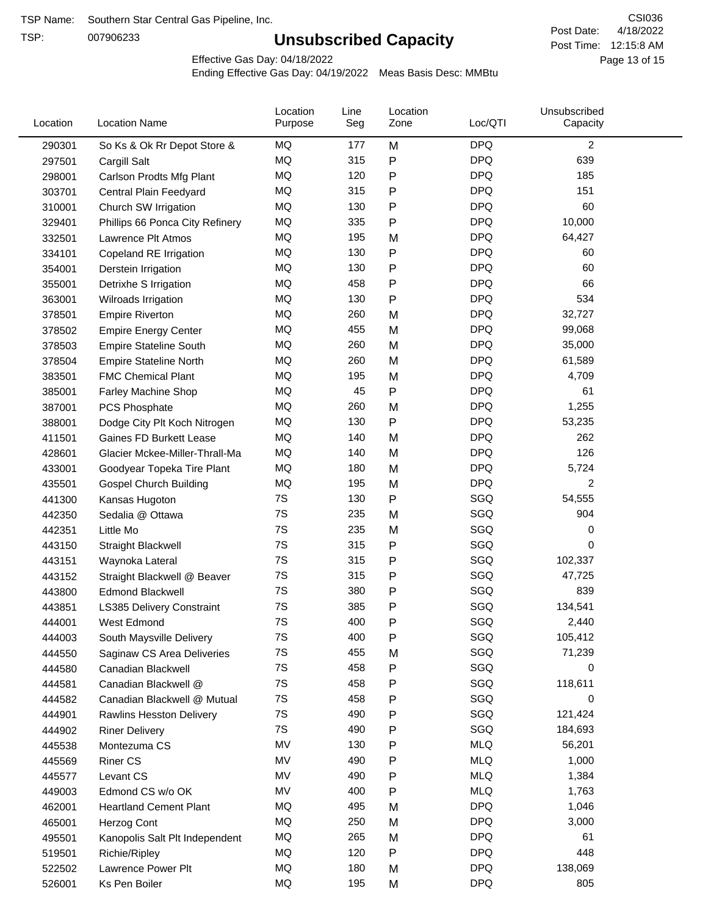TSP Name: Southern Star Central Gas Pipeline, Inc.

TSP: 007906233

# Unsubscribed Capacity

CSI036

Post Date: 4/18/2022

Post Time: 12:15:8 AM

Effective Gas Day: 04/18/2022

Ending Effective Gas Day: 04/19/2022 Meas Basis Desc: MMBtu

| Location | Location Name | Location Purpose | Line Seg | Location Zone | Loc/QTI | Unsubscribed Capacity |
|---|---|---|---|---|---|---|
| 290301 | So Ks & Ok Rr Depot Store & | MQ | 177 | M | DPQ | 2 |
| 297501 | Cargill Salt | MQ | 315 | P | DPQ | 639 |
| 298001 | Carlson Prodts Mfg Plant | MQ | 120 | P | DPQ | 185 |
| 303701 | Central Plain Feedyard | MQ | 315 | P | DPQ | 151 |
| 310001 | Church SW Irrigation | MQ | 130 | P | DPQ | 60 |
| 329401 | Phillips 66 Ponca City Refinery | MQ | 335 | P | DPQ | 10,000 |
| 332501 | Lawrence Plt Atmos | MQ | 195 | M | DPQ | 64,427 |
| 334101 | Copeland RE Irrigation | MQ | 130 | P | DPQ | 60 |
| 354001 | Derstein Irrigation | MQ | 130 | P | DPQ | 60 |
| 355001 | Detrixhe S Irrigation | MQ | 458 | P | DPQ | 66 |
| 363001 | Wilroads Irrigation | MQ | 130 | P | DPQ | 534 |
| 378501 | Empire Riverton | MQ | 260 | M | DPQ | 32,727 |
| 378502 | Empire Energy Center | MQ | 455 | M | DPQ | 99,068 |
| 378503 | Empire Stateline South | MQ | 260 | M | DPQ | 35,000 |
| 378504 | Empire Stateline North | MQ | 260 | M | DPQ | 61,589 |
| 383501 | FMC Chemical Plant | MQ | 195 | M | DPQ | 4,709 |
| 385001 | Farley Machine Shop | MQ | 45 | P | DPQ | 61 |
| 387001 | PCS Phosphate | MQ | 260 | M | DPQ | 1,255 |
| 388001 | Dodge City Plt Koch Nitrogen | MQ | 130 | P | DPQ | 53,235 |
| 411501 | Gaines FD Burkett Lease | MQ | 140 | M | DPQ | 262 |
| 428601 | Glacier Mckee-Miller-Thrall-Ma | MQ | 140 | M | DPQ | 126 |
| 433001 | Goodyear Topeka Tire Plant | MQ | 180 | M | DPQ | 5,724 |
| 435501 | Gospel Church Building | MQ | 195 | M | DPQ | 2 |
| 441300 | Kansas Hugoton | 7S | 130 | P | SGQ | 54,555 |
| 442350 | Sedalia @ Ottawa | 7S | 235 | M | SGQ | 904 |
| 442351 | Little Mo | 7S | 235 | M | SGQ | 0 |
| 443150 | Straight Blackwell | 7S | 315 | P | SGQ | 0 |
| 443151 | Waynoka Lateral | 7S | 315 | P | SGQ | 102,337 |
| 443152 | Straight Blackwell @ Beaver | 7S | 315 | P | SGQ | 47,725 |
| 443800 | Edmond Blackwell | 7S | 380 | P | SGQ | 839 |
| 443851 | LS385 Delivery Constraint | 7S | 385 | P | SGQ | 134,541 |
| 444001 | West Edmond | 7S | 400 | P | SGQ | 2,440 |
| 444003 | South Maysville Delivery | 7S | 400 | P | SGQ | 105,412 |
| 444550 | Saginaw CS Area Deliveries | 7S | 455 | M | SGQ | 71,239 |
| 444580 | Canadian Blackwell | 7S | 458 | P | SGQ | 0 |
| 444581 | Canadian Blackwell @ | 7S | 458 | P | SGQ | 118,611 |
| 444582 | Canadian Blackwell @ Mutual | 7S | 458 | P | SGQ | 0 |
| 444901 | Rawlins Hesston Delivery | 7S | 490 | P | SGQ | 121,424 |
| 444902 | Riner Delivery | 7S | 490 | P | SGQ | 184,693 |
| 445538 | Montezuma CS | MV | 130 | P | MLQ | 56,201 |
| 445569 | Riner CS | MV | 490 | P | MLQ | 1,000 |
| 445577 | Levant CS | MV | 490 | P | MLQ | 1,384 |
| 449003 | Edmond CS w/o OK | MV | 400 | P | MLQ | 1,763 |
| 462001 | Heartland Cement Plant | MQ | 495 | M | DPQ | 1,046 |
| 465001 | Herzog Cont | MQ | 250 | M | DPQ | 3,000 |
| 495501 | Kanopolis Salt Plt Independent | MQ | 265 | M | DPQ | 61 |
| 519501 | Richie/Ripley | MQ | 120 | P | DPQ | 448 |
| 522502 | Lawrence Power Plt | MQ | 180 | M | DPQ | 138,069 |
| 526001 | Ks Pen Boiler | MQ | 195 | M | DPQ | 805 |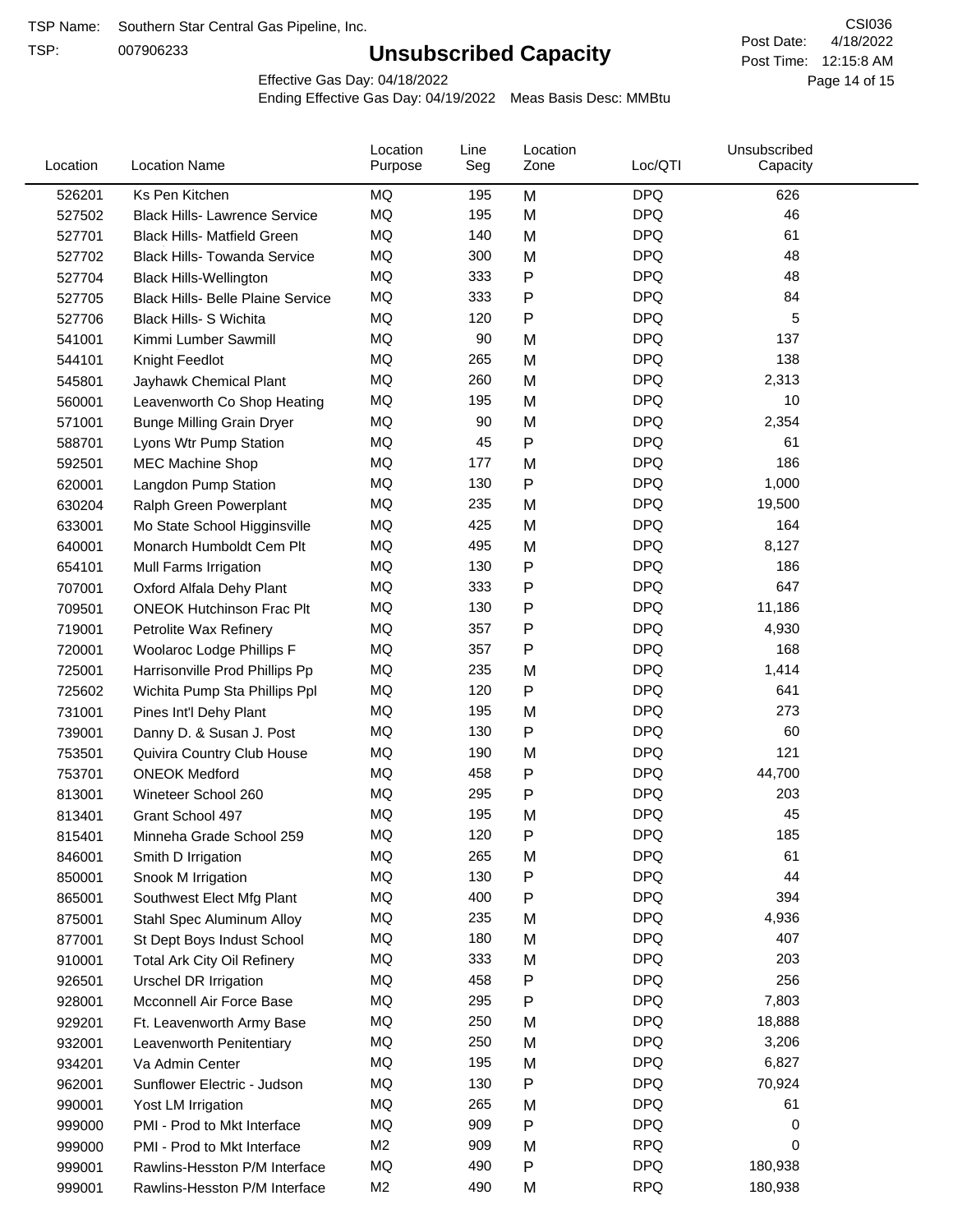TSP Name: Southern Star Central Gas Pipeline, Inc.

TSP: 007906233

# Unsubscribed Capacity

CSI036

Post Date: 4/18/2022

Post Time: 12:15:8 AM

Effective Gas Day: 04/18/2022

Ending Effective Gas Day: 04/19/2022 Meas Basis Desc: MMBtu

| Location | Location Name | Location Purpose | Line Seg | Location Zone | Loc/QTI | Unsubscribed Capacity |
|---|---|---|---|---|---|---|
| 526201 | Ks Pen Kitchen | MQ | 195 | M | DPQ | 626 |
| 527502 | Black Hills- Lawrence Service | MQ | 195 | M | DPQ | 46 |
| 527701 | Black Hills- Matfield Green | MQ | 140 | M | DPQ | 61 |
| 527702 | Black Hills- Towanda Service | MQ | 300 | M | DPQ | 48 |
| 527704 | Black Hills-Wellington | MQ | 333 | P | DPQ | 48 |
| 527705 | Black Hills- Belle Plaine Service | MQ | 333 | P | DPQ | 84 |
| 527706 | Black Hills- S Wichita | MQ | 120 | P | DPQ | 5 |
| 541001 | Kimmi Lumber Sawmill | MQ | 90 | M | DPQ | 137 |
| 544101 | Knight Feedlot | MQ | 265 | M | DPQ | 138 |
| 545801 | Jayhawk Chemical Plant | MQ | 260 | M | DPQ | 2,313 |
| 560001 | Leavenworth Co Shop Heating | MQ | 195 | M | DPQ | 10 |
| 571001 | Bunge Milling Grain Dryer | MQ | 90 | M | DPQ | 2,354 |
| 588701 | Lyons Wtr Pump Station | MQ | 45 | P | DPQ | 61 |
| 592501 | MEC Machine Shop | MQ | 177 | M | DPQ | 186 |
| 620001 | Langdon Pump Station | MQ | 130 | P | DPQ | 1,000 |
| 630204 | Ralph Green Powerplant | MQ | 235 | M | DPQ | 19,500 |
| 633001 | Mo State School Higginsville | MQ | 425 | M | DPQ | 164 |
| 640001 | Monarch Humboldt Cem Plt | MQ | 495 | M | DPQ | 8,127 |
| 654101 | Mull Farms Irrigation | MQ | 130 | P | DPQ | 186 |
| 707001 | Oxford Alfala Dehy Plant | MQ | 333 | P | DPQ | 647 |
| 709501 | ONEOK Hutchinson Frac Plt | MQ | 130 | P | DPQ | 11,186 |
| 719001 | Petrolite Wax Refinery | MQ | 357 | P | DPQ | 4,930 |
| 720001 | Woolaroc Lodge Phillips F | MQ | 357 | P | DPQ | 168 |
| 725001 | Harrisonville Prod Phillips Pp | MQ | 235 | M | DPQ | 1,414 |
| 725602 | Wichita Pump Sta Phillips Ppl | MQ | 120 | P | DPQ | 641 |
| 731001 | Pines Int'l Dehy Plant | MQ | 195 | M | DPQ | 273 |
| 739001 | Danny D. & Susan J. Post | MQ | 130 | P | DPQ | 60 |
| 753501 | Quivira Country Club House | MQ | 190 | M | DPQ | 121 |
| 753701 | ONEOK Medford | MQ | 458 | P | DPQ | 44,700 |
| 813001 | Wineteer School 260 | MQ | 295 | P | DPQ | 203 |
| 813401 | Grant School 497 | MQ | 195 | M | DPQ | 45 |
| 815401 | Minneha Grade School 259 | MQ | 120 | P | DPQ | 185 |
| 846001 | Smith D Irrigation | MQ | 265 | M | DPQ | 61 |
| 850001 | Snook M Irrigation | MQ | 130 | P | DPQ | 44 |
| 865001 | Southwest Elect Mfg Plant | MQ | 400 | P | DPQ | 394 |
| 875001 | Stahl Spec Aluminum Alloy | MQ | 235 | M | DPQ | 4,936 |
| 877001 | St Dept Boys Indust School | MQ | 180 | M | DPQ | 407 |
| 910001 | Total Ark City Oil Refinery | MQ | 333 | M | DPQ | 203 |
| 926501 | Urschel DR Irrigation | MQ | 458 | P | DPQ | 256 |
| 928001 | Mcconnell Air Force Base | MQ | 295 | P | DPQ | 7,803 |
| 929201 | Ft. Leavenworth Army Base | MQ | 250 | M | DPQ | 18,888 |
| 932001 | Leavenworth Penitentiary | MQ | 250 | M | DPQ | 3,206 |
| 934201 | Va Admin Center | MQ | 195 | M | DPQ | 6,827 |
| 962001 | Sunflower Electric - Judson | MQ | 130 | P | DPQ | 70,924 |
| 990001 | Yost LM Irrigation | MQ | 265 | M | DPQ | 61 |
| 999000 | PMI - Prod to Mkt Interface | MQ | 909 | P | DPQ | 0 |
| 999000 | PMI - Prod to Mkt Interface | M2 | 909 | M | RPQ | 0 |
| 999001 | Rawlins-Hesston P/M Interface | MQ | 490 | P | DPQ | 180,938 |
| 999001 | Rawlins-Hesston P/M Interface | M2 | 490 | M | RPQ | 180,938 |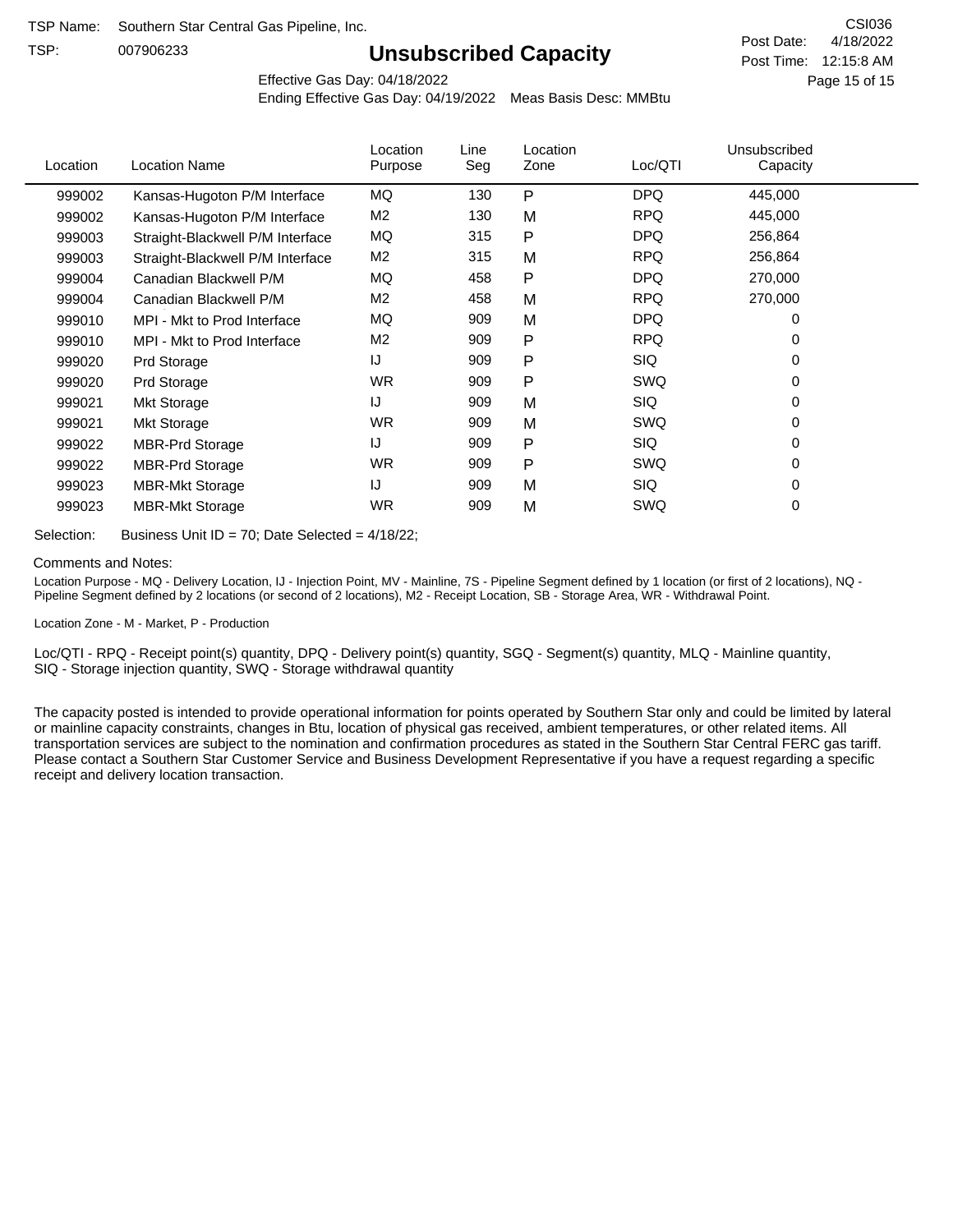TSP Name: Southern Star Central Gas Pipeline, Inc.

TSP: 007906233

CSI036

Post Date: 4/18/2022

Post Time: 12:15:8 AM

# Unsubscribed Capacity

Effective Gas Day: 04/18/2022

Ending Effective Gas Day: 04/19/2022 Meas Basis Desc: MMBtu

| Location | Location Name | Location Purpose | Line Seg | Location Zone | Loc/QTI | Unsubscribed Capacity |
|---|---|---|---|---|---|---|
| 999002 | Kansas-Hugoton P/M Interface | MQ | 130 | P | DPQ | 445,000 |
| 999002 | Kansas-Hugoton P/M Interface | M2 | 130 | M | RPQ | 445,000 |
| 999003 | Straight-Blackwell P/M Interface | MQ | 315 | P | DPQ | 256,864 |
| 999003 | Straight-Blackwell P/M Interface | M2 | 315 | M | RPQ | 256,864 |
| 999004 | Canadian Blackwell P/M | MQ | 458 | P | DPQ | 270,000 |
| 999004 | Canadian Blackwell P/M | M2 | 458 | M | RPQ | 270,000 |
| 999010 | MPI - Mkt to Prod Interface | MQ | 909 | M | DPQ | 0 |
| 999010 | MPI - Mkt to Prod Interface | M2 | 909 | P | RPQ | 0 |
| 999020 | Prd Storage | IJ | 909 | P | SIQ | 0 |
| 999020 | Prd Storage | WR | 909 | P | SWQ | 0 |
| 999021 | Mkt Storage | IJ | 909 | M | SIQ | 0 |
| 999021 | Mkt Storage | WR | 909 | M | SWQ | 0 |
| 999022 | MBR-Prd Storage | IJ | 909 | P | SIQ | 0 |
| 999022 | MBR-Prd Storage | WR | 909 | P | SWQ | 0 |
| 999023 | MBR-Mkt Storage | IJ | 909 | M | SIQ | 0 |
| 999023 | MBR-Mkt Storage | WR | 909 | M | SWQ | 0 |

Selection: Business Unit ID = 70; Date Selected = 4/18/22;

Comments and Notes:

Location Purpose - MQ - Delivery Location, IJ - Injection Point, MV - Mainline, 7S - Pipeline Segment defined by 1 location (or first of 2 locations), NQ - Pipeline Segment defined by 2 locations (or second of 2 locations), M2 - Receipt Location, SB - Storage Area, WR - Withdrawal Point.

Location Zone - M - Market, P - Production

Loc/QTI - RPQ - Receipt point(s) quantity, DPQ - Delivery point(s) quantity, SGQ - Segment(s) quantity, MLQ - Mainline quantity, SIQ - Storage injection quantity, SWQ - Storage withdrawal quantity

The capacity posted is intended to provide operational information for points operated by Southern Star only and could be limited by lateral or mainline capacity constraints, changes in Btu, location of physical gas received, ambient temperatures, or other related items. All transportation services are subject to the nomination and confirmation procedures as stated in the Southern Star Central FERC gas tariff. Please contact a Southern Star Customer Service and Business Development Representative if you have a request regarding a specific receipt and delivery location transaction.